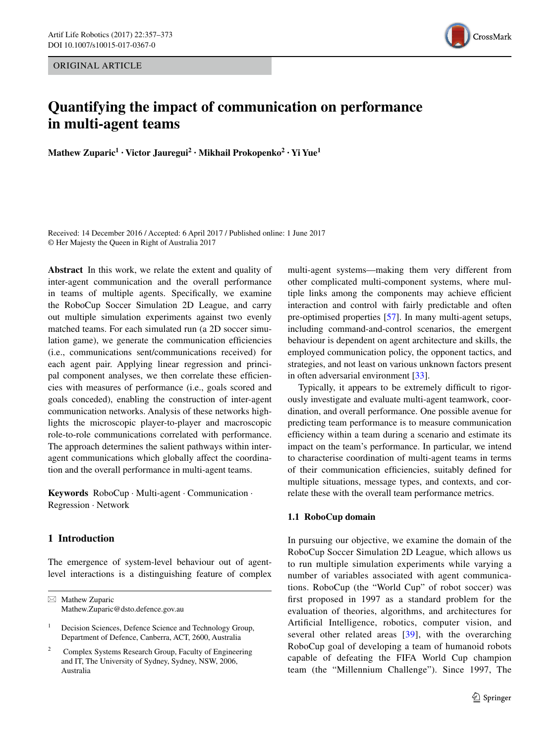ORIGINAL ARTICLE

# Quantifying the impact of communication on performance in multi-agent teams

**Mathew Zuparic[1] · Victor Jauregui[2] · Mikhail Prokopenko[2] · Yi Yue[1]**

Received: 14 December 2016 / Accepted: 6 April 2017 / Published online: 1 June 2017
© Her Majesty the Queen in Right of Australia 2017

**Abstract** In this work, we relate the extent and quality of inter-agent communication and the overall performance in teams of multiple agents. Specifically, we examine the RoboCup Soccer Simulation 2D League, and carry out multiple simulation experiments against two evenly matched teams. For each simulated run (a 2D soccer simulation game), we generate the communication efficiencies (i.e., communications sent/communications received) for each agent pair. Applying linear regression and principal component analyses, we then correlate these efficiencies with measures of performance (i.e., goals scored and goals conceded), enabling the construction of inter-agent communication networks. Analysis of these networks highlights the microscopic player-to-player and macroscopic role-to-role communications correlated with performance. The approach determines the salient pathways within inter-agent communications which globally affect the coordination and the overall performance in multi-agent teams.

**Keywords** RoboCup · Multi-agent · Communication · Regression · Network

## 1 Introduction

The emergence of system-level behaviour out of agent-level interactions is a distinguishing feature of complex multi-agent systems—making them very different from other complicated multi-component systems, where multiple links among the components may achieve efficient interaction and control with fairly predictable and often pre-optimised properties [57]. In many multi-agent setups, including command-and-control scenarios, the emergent behaviour is dependent on agent architecture and skills, the employed communication policy, the opponent tactics, and strategies, and not least on various unknown factors present in often adversarial environment [33].

Typically, it appears to be extremely difficult to rigorously investigate and evaluate multi-agent teamwork, coordination, and overall performance. One possible avenue for predicting team performance is to measure communication efficiency within a team during a scenario and estimate its impact on the team's performance. In particular, we intend to characterise coordination of multi-agent teams in terms of their communication efficiencies, suitably defined for multiple situations, message types, and contexts, and correlate these with the overall team performance metrics.

### 1.1 RoboCup domain

In pursuing our objective, we examine the domain of the RoboCup Soccer Simulation 2D League, which allows us to run multiple simulation experiments while varying a number of variables associated with agent communications. RoboCup (the "World Cup" of robot soccer) was first proposed in 1997 as a standard problem for the evaluation of theories, algorithms, and architectures for Artificial Intelligence, robotics, computer vision, and several other related areas [39], with the overarching RoboCup goal of developing a team of humanoid robots capable of defeating the FIFA World Cup champion team (the "Millennium Challenge"). Since 1997, The

✉ Mathew Zuparic
Mathew.Zuparic@dsto.defence.gov.au

[1] Decision Sciences, Defence Science and Technology Group, Department of Defence, Canberra, ACT, 2600, Australia

[2] Complex Systems Research Group, Faculty of Engineering and IT, The University of Sydney, Sydney, NSW, 2006, Australia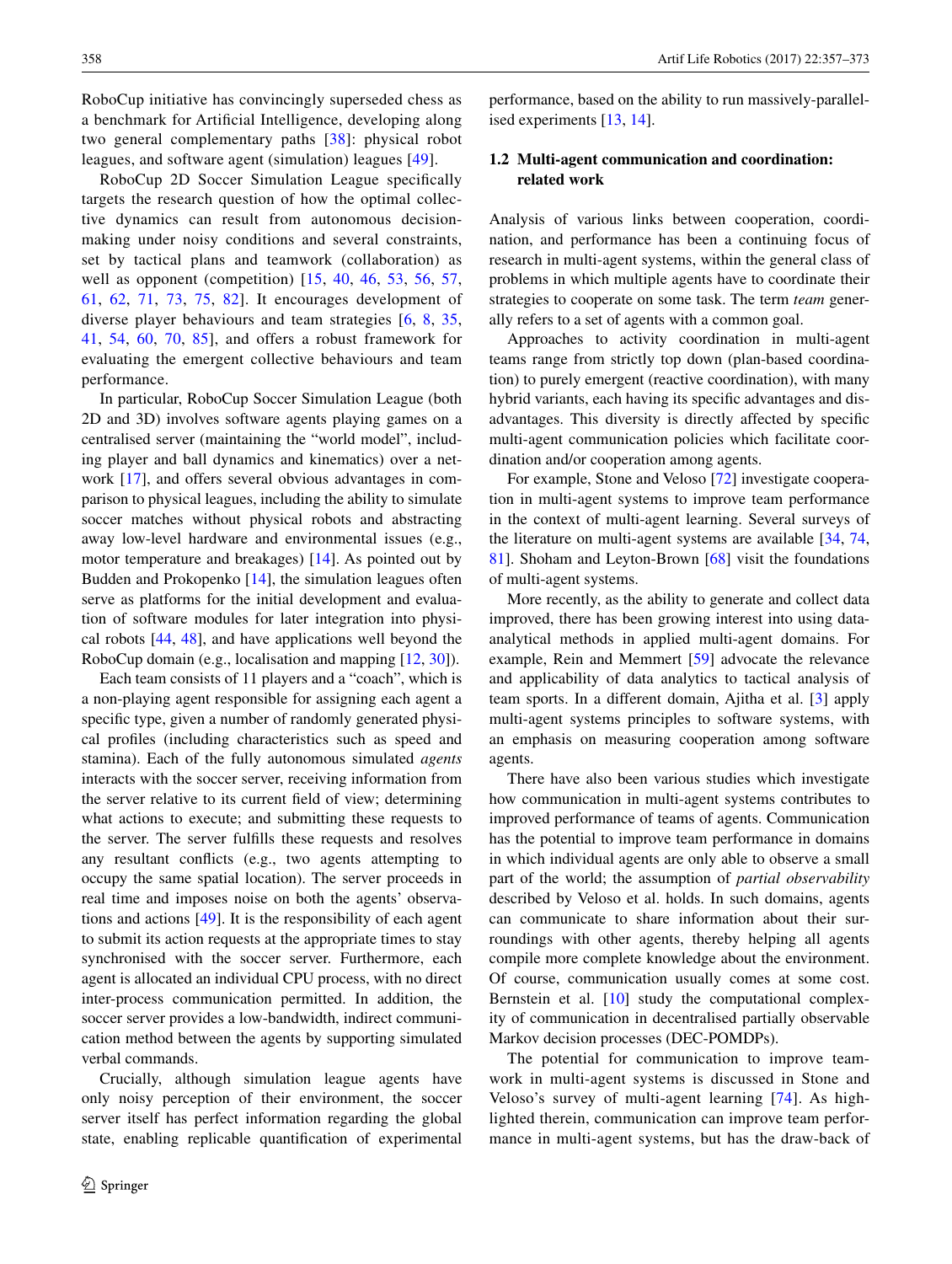RoboCup initiative has convincingly superseded chess as a benchmark for Artificial Intelligence, developing along two general complementary paths [38]: physical robot leagues, and software agent (simulation) leagues [49].

RoboCup 2D Soccer Simulation League specifically targets the research question of how the optimal collective dynamics can result from autonomous decision-making under noisy conditions and several constraints, set by tactical plans and teamwork (collaboration) as well as opponent (competition) [15, 40, 46, 53, 56, 57, 61, 62, 71, 73, 75, 82]. It encourages development of diverse player behaviours and team strategies [6, 8, 35, 41, 54, 60, 70, 85], and offers a robust framework for evaluating the emergent collective behaviours and team performance.

In particular, RoboCup Soccer Simulation League (both 2D and 3D) involves software agents playing games on a centralised server (maintaining the "world model", including player and ball dynamics and kinematics) over a network [17], and offers several obvious advantages in comparison to physical leagues, including the ability to simulate soccer matches without physical robots and abstracting away low-level hardware and environmental issues (e.g., motor temperature and breakages) [14]. As pointed out by Budden and Prokopenko [14], the simulation leagues often serve as platforms for the initial development and evaluation of software modules for later integration into physical robots [44, 48], and have applications well beyond the RoboCup domain (e.g., localisation and mapping [12, 30]).

Each team consists of 11 players and a "coach", which is a non-playing agent responsible for assigning each agent a specific type, given a number of randomly generated physical profiles (including characteristics such as speed and stamina). Each of the fully autonomous simulated *agents* interacts with the soccer server, receiving information from the server relative to its current field of view; determining what actions to execute; and submitting these requests to the server. The server fulfills these requests and resolves any resultant conflicts (e.g., two agents attempting to occupy the same spatial location). The server proceeds in real time and imposes noise on both the agents' observations and actions [49]. It is the responsibility of each agent to submit its action requests at the appropriate times to stay synchronised with the soccer server. Furthermore, each agent is allocated an individual CPU process, with no direct inter-process communication permitted. In addition, the soccer server provides a low-bandwidth, indirect communication method between the agents by supporting simulated verbal commands.

Crucially, although simulation league agents have only noisy perception of their environment, the soccer server itself has perfect information regarding the global state, enabling replicable quantification of experimental performance, based on the ability to run massively-parallelised experiments [13, 14].

### 1.2 Multi-agent communication and coordination: related work

Analysis of various links between cooperation, coordination, and performance has been a continuing focus of research in multi-agent systems, within the general class of problems in which multiple agents have to coordinate their strategies to cooperate on some task. The term *team* generally refers to a set of agents with a common goal.

Approaches to activity coordination in multi-agent teams range from strictly top down (plan-based coordination) to purely emergent (reactive coordination), with many hybrid variants, each having its specific advantages and disadvantages. This diversity is directly affected by specific multi-agent communication policies which facilitate coordination and/or cooperation among agents.

For example, Stone and Veloso [72] investigate cooperation in multi-agent systems to improve team performance in the context of multi-agent learning. Several surveys of the literature on multi-agent systems are available [34, 74, 81]. Shoham and Leyton-Brown [68] visit the foundations of multi-agent systems.

More recently, as the ability to generate and collect data improved, there has been growing interest into using data-analytical methods in applied multi-agent domains. For example, Rein and Memmert [59] advocate the relevance and applicability of data analytics to tactical analysis of team sports. In a different domain, Ajitha et al. [3] apply multi-agent systems principles to software systems, with an emphasis on measuring cooperation among software agents.

There have also been various studies which investigate how communication in multi-agent systems contributes to improved performance of teams of agents. Communication has the potential to improve team performance in domains in which individual agents are only able to observe a small part of the world; the assumption of *partial observability* described by Veloso et al. holds. In such domains, agents can communicate to share information about their surroundings with other agents, thereby helping all agents compile more complete knowledge about the environment. Of course, communication usually comes at some cost. Bernstein et al. [10] study the computational complexity of communication in decentralised partially observable Markov decision processes (DEC-POMDPs).

The potential for communication to improve teamwork in multi-agent systems is discussed in Stone and Veloso's survey of multi-agent learning [74]. As highlighted therein, communication can improve team performance in multi-agent systems, but has the draw-back of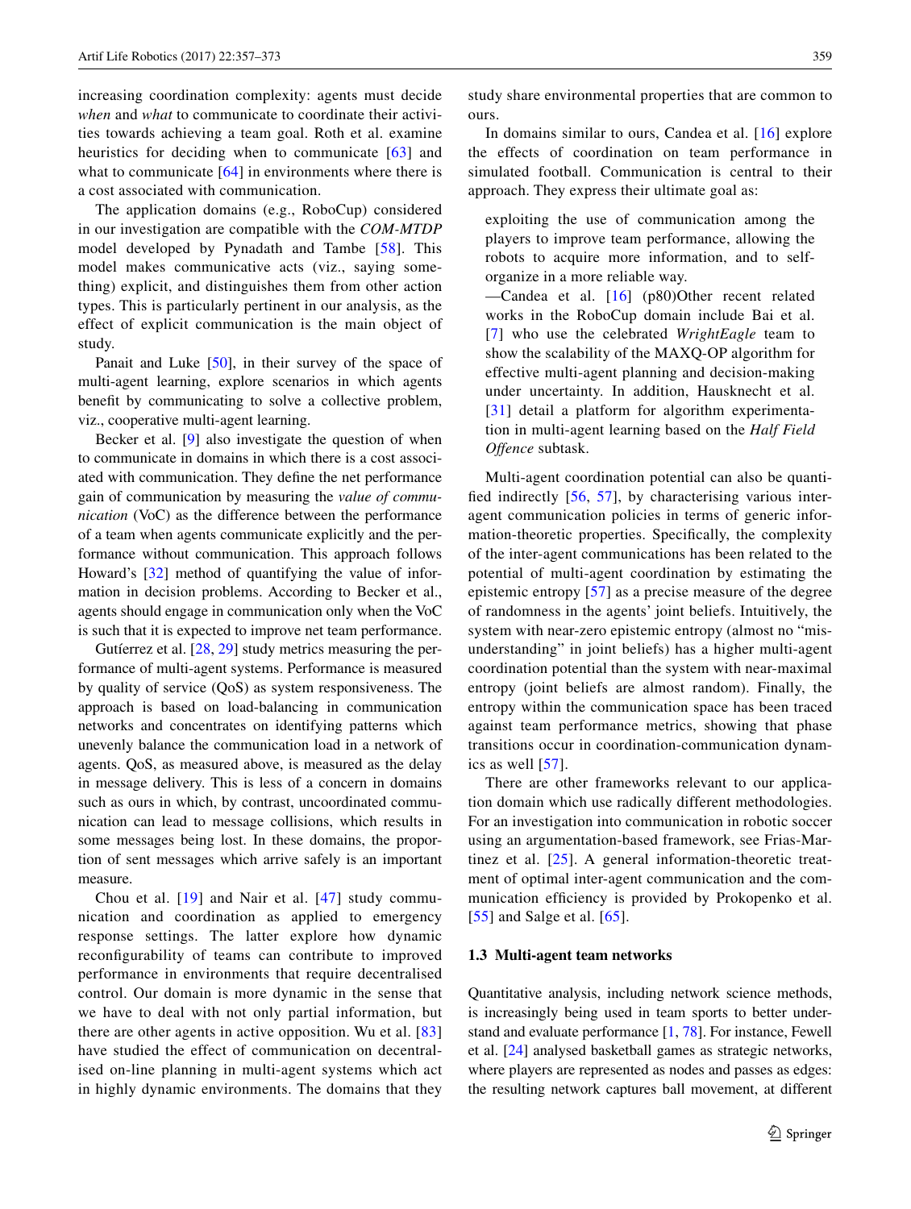increasing coordination complexity: agents must decide *when* and *what* to communicate to coordinate their activities towards achieving a team goal. Roth et al. examine heuristics for deciding when to communicate [63] and what to communicate [64] in environments where there is a cost associated with communication.

The application domains (e.g., RoboCup) considered in our investigation are compatible with the *COM-MTDP* model developed by Pynadath and Tambe [58]. This model makes communicative acts (viz., saying something) explicit, and distinguishes them from other action types. This is particularly pertinent in our analysis, as the effect of explicit communication is the main object of study.

Panait and Luke [50], in their survey of the space of multi-agent learning, explore scenarios in which agents benefit by communicating to solve a collective problem, viz., cooperative multi-agent learning.

Becker et al. [9] also investigate the question of when to communicate in domains in which there is a cost associated with communication. They define the net performance gain of communication by measuring the *value of communication* (VoC) as the difference between the performance of a team when agents communicate explicitly and the performance without communication. This approach follows Howard's [32] method of quantifying the value of information in decision problems. According to Becker et al., agents should engage in communication only when the VoC is such that it is expected to improve net team performance.

Gutíerrez et al. [28, 29] study metrics measuring the performance of multi-agent systems. Performance is measured by quality of service (QoS) as system responsiveness. The approach is based on load-balancing in communication networks and concentrates on identifying patterns which unevenly balance the communication load in a network of agents. QoS, as measured above, is measured as the delay in message delivery. This is less of a concern in domains such as ours in which, by contrast, uncoordinated communication can lead to message collisions, which results in some messages being lost. In these domains, the proportion of sent messages which arrive safely is an important measure.

Chou et al. [19] and Nair et al. [47] study communication and coordination as applied to emergency response settings. The latter explore how dynamic reconfigurability of teams can contribute to improved performance in environments that require decentralised control. Our domain is more dynamic in the sense that we have to deal with not only partial information, but there are other agents in active opposition. Wu et al. [83] have studied the effect of communication on decentralised on-line planning in multi-agent systems which act in highly dynamic environments. The domains that they study share environmental properties that are common to ours.

In domains similar to ours, Candea et al. [16] explore the effects of coordination on team performance in simulated football. Communication is central to their approach. They express their ultimate goal as:

> exploiting the use of communication among the players to improve team performance, allowing the robots to acquire more information, and to self-organize in a more reliable way.
>
> —Candea et al. [16] (p80)Other recent related works in the RoboCup domain include Bai et al. [7] who use the celebrated *WrightEagle* team to show the scalability of the MAXQ-OP algorithm for effective multi-agent planning and decision-making under uncertainty. In addition, Hausknecht et al. [31] detail a platform for algorithm experimentation in multi-agent learning based on the *Half Field Offence* subtask.

Multi-agent coordination potential can also be quantified indirectly [56, 57], by characterising various inter-agent communication policies in terms of generic information-theoretic properties. Specifically, the complexity of the inter-agent communications has been related to the potential of multi-agent coordination by estimating the epistemic entropy [57] as a precise measure of the degree of randomness in the agents' joint beliefs. Intuitively, the system with near-zero epistemic entropy (almost no "misunderstanding" in joint beliefs) has a higher multi-agent coordination potential than the system with near-maximal entropy (joint beliefs are almost random). Finally, the entropy within the communication space has been traced against team performance metrics, showing that phase transitions occur in coordination-communication dynamics as well [57].

There are other frameworks relevant to our application domain which use radically different methodologies. For an investigation into communication in robotic soccer using an argumentation-based framework, see Frias-Martinez et al. [25]. A general information-theoretic treatment of optimal inter-agent communication and the communication efficiency is provided by Prokopenko et al. [55] and Salge et al. [65].

### 1.3 Multi-agent team networks

Quantitative analysis, including network science methods, is increasingly being used in team sports to better understand and evaluate performance [1, 78]. For instance, Fewell et al. [24] analysed basketball games as strategic networks, where players are represented as nodes and passes as edges: the resulting network captures ball movement, at different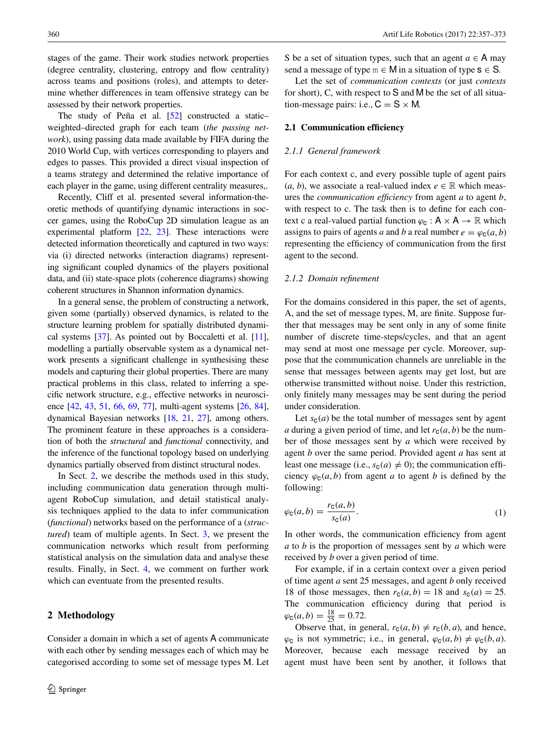stages of the game. Their work studies network properties (degree centrality, clustering, entropy and flow centrality) across teams and positions (roles), and attempts to determine whether differences in team offensive strategy can be assessed by their network properties.

The study of Peña et al. [52] constructed a static–weighted–directed graph for each team (*the passing network*), using passing data made available by FIFA during the 2010 World Cup, with vertices corresponding to players and edges to passes. This provided a direct visual inspection of a teams strategy and determined the relative importance of each player in the game, using different centrality measures,.

Recently, Cliff et al. presented several information-theoretic methods of quantifying dynamic interactions in soccer games, using the RoboCup 2D simulation league as an experimental platform [22, 23]. These interactions were detected information theoretically and captured in two ways: via (i) directed networks (interaction diagrams) representing significant coupled dynamics of the players positional data, and (ii) state-space plots (coherence diagrams) showing coherent structures in Shannon information dynamics.

In a general sense, the problem of constructing a network, given some (partially) observed dynamics, is related to the structure learning problem for spatially distributed dynamical systems [37]. As pointed out by Boccaletti et al. [11], modelling a partially observable system as a dynamical network presents a significant challenge in synthesising these models and capturing their global properties. There are many practical problems in this class, related to inferring a specific network structure, e.g., effective networks in neuroscience [42, 43, 51, 66, 69, 77], multi-agent systems [26, 84], dynamical Bayesian networks [18, 21, 27], among others. The prominent feature in these approaches is a consideration of both the *structural* and *functional* connectivity, and the inference of the functional topology based on underlying dynamics partially observed from distinct structural nodes.

In Sect. 2, we describe the methods used in this study, including communication data generation through multi-agent RoboCup simulation, and detail statistical analysis techniques applied to the data to infer communication (*functional*) networks based on the performance of a (*structured*) team of multiple agents. In Sect. 3, we present the communication networks which result from performing statistical analysis on the simulation data and analyse these results. Finally, in Sect. 4, we comment on further work which can eventuate from the presented results.

## 2 Methodology

Consider a domain in which a set of agents $\mathsf{A}$ communicate with each other by sending messages each of which may be categorised according to some set of message types $\mathsf{M}$. Let $\mathsf{S}$ be a set of situation types, such that an agent $a \in \mathsf{A}$ may send a message of type $\mathtt{m} \in \mathsf{M}$ in a situation of type $\mathsf{s} \in \mathsf{S}$.

Let the set of *communication contexts* (or just *contexts* for short), $\mathsf{C}$, with respect to $\mathsf{S}$ and $\mathsf{M}$ be the set of all situation-message pairs: i.e., $\mathsf{C} = \mathsf{S} \times \mathsf{M}$.

### 2.1 Communication efficiency

#### 2.1.1 General framework

For each context c, and every possible tuple of agent pairs $(a, b)$, we associate a real-valued index $e \in \mathbb{R}$ which measures the *communication efficiency* from agent $a$ to agent $b$, with respect to c. The task then is to define for each context c a real-valued partial function $\varphi_{\mathsf{c}} : \mathsf{A} \times \mathsf{A} \to \mathbb{R}$ which assigns to pairs of agents $a$ and $b$ a real number $e = \varphi_{\mathsf{c}}(a, b)$ representing the efficiency of communication from the first agent to the second.

#### 2.1.2 Domain refinement

For the domains considered in this paper, the set of agents, A, and the set of message types, M, are finite. Suppose further that messages may be sent only in any of some finite number of discrete time-steps/cycles, and that an agent may send at most one message per cycle. Moreover, suppose that the communication channels are unreliable in the sense that messages between agents may get lost, but are otherwise transmitted without noise. Under this restriction, only finitely many messages may be sent during the period under consideration.

Let $s_{\mathsf{c}}(a)$ be the total number of messages sent by agent $a$ during a given period of time, and let $r_{\mathsf{c}}(a, b)$ be the number of those messages sent by $a$ which were received by agent $b$ over the same period. Provided agent $a$ has sent at least one message (i.e., $s_{\mathsf{c}}(a) \neq 0$); the communication efficiency $\varphi_{\mathsf{c}}(a, b)$ from agent $a$ to agent $b$ is defined by the following:

$$\varphi_{\mathsf{c}}(a, b) = \frac{r_{\mathsf{c}}(a, b)}{s_{\mathsf{c}}(a)}. \tag{1}$$

In other words, the communication efficiency from agent $a$ to $b$ is the proportion of messages sent by $a$ which were received by $b$ over a given period of time.

For example, if in a certain context over a given period of time agent $a$ sent 25 messages, and agent $b$ only received 18 of those messages, then $r_{\mathsf{c}}(a, b) = 18$ and $s_{\mathsf{c}}(a) = 25$. The communication efficiency during that period is $\varphi_{\mathsf{c}}(a, b) = \frac{18}{25} = 0.72$.

Observe that, in general, $r_{\mathsf{c}}(a, b) \neq r_{\mathsf{c}}(b, a)$, and hence, $\varphi_{\mathsf{c}}$ is not symmetric; i.e., in general, $\varphi_{\mathsf{c}}(a, b) \neq \varphi_{\mathsf{c}}(b, a)$. Moreover, because each message received by an agent must have been sent by another, it follows that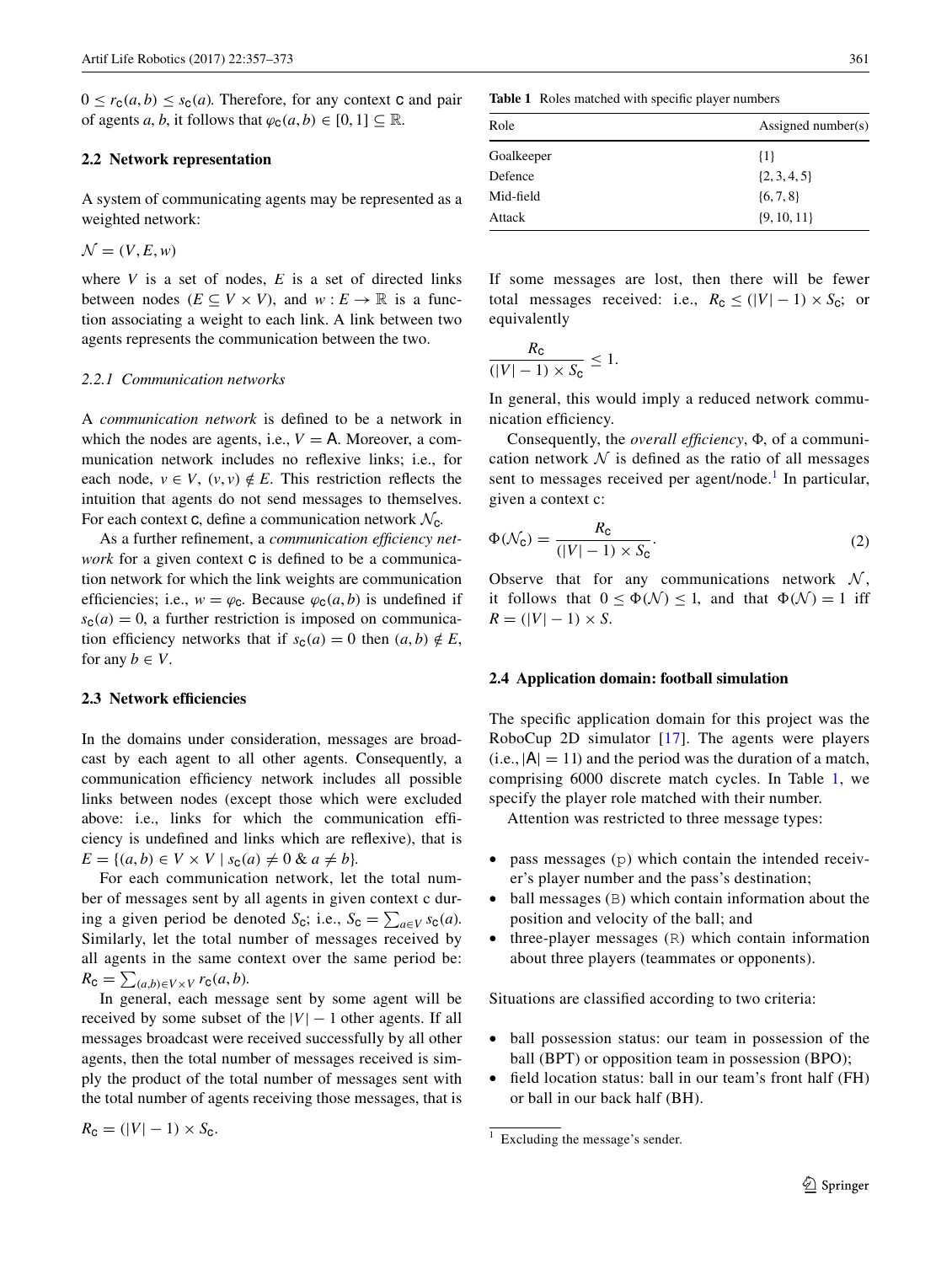$0 \leq r_{\mathsf{c}}(a, b) \leq s_{\mathsf{c}}(a)$. Therefore, for any context $\mathsf{c}$ and pair of agents $a, b$, it follows that $\varphi_{\mathsf{c}}(a, b) \in [0, 1] \subseteq \mathbb{R}$.

### 2.2 Network representation

A system of communicating agents may be represented as a weighted network:

$\mathcal{N} = (V, E, w)$

where $V$ is a set of nodes, $E$ is a set of directed links between nodes ($E \subseteq V \times V$), and $w : E \rightarrow \mathbb{R}$ is a function associating a weight to each link. A link between two agents represents the communication between the two.

#### 2.2.1 Communication networks

A *communication network* is defined to be a network in which the nodes are agents, i.e., $V = \mathsf{A}$. Moreover, a communication network includes no reflexive links; i.e., for each node, $v \in V$, $(v, v) \notin E$. This restriction reflects the intuition that agents do not send messages to themselves. For each context $\mathsf{c}$, define a communication network $\mathcal{N}_{\mathsf{c}}$.

As a further refinement, a *communication efficiency network* for a given context $\mathsf{c}$ is defined to be a communication network for which the link weights are communication efficiencies; i.e., $w = \varphi_{\mathsf{c}}$. Because $\varphi_{\mathsf{c}}(a, b)$ is undefined if $s_{\mathsf{c}}(a) = 0$, a further restriction is imposed on communication efficiency networks that if $s_{\mathsf{c}}(a) = 0$ then $(a, b) \notin E$, for any $b \in V$.

### 2.3 Network efficiencies

In the domains under consideration, messages are broadcast by each agent to all other agents. Consequently, a communication efficiency network includes all possible links between nodes (except those which were excluded above: i.e., links for which the communication efficiency is undefined and links which are reflexive), that is $E = \{(a, b) \in V \times V \mid s_{\mathsf{c}}(a) \neq 0 \;\&\; a \neq b\}$.

For each communication network, let the total number of messages sent by all agents in given context c during a given period be denoted $S_{\mathsf{c}}$; i.e., $S_{\mathsf{c}} = \sum_{a \in V} s_{\mathsf{c}}(a)$. Similarly, let the total number of messages received by all agents in the same context over the same period be: $R_{\mathsf{c}} = \sum_{(a,b) \in V \times V} r_{\mathsf{c}}(a, b)$.

In general, each message sent by some agent will be received by some subset of the $|V| - 1$ other agents. If all messages broadcast were received successfully by all other agents, then the total number of messages received is simply the product of the total number of messages sent with the total number of agents receiving those messages, that is

$R_{\mathsf{c}} = (|V| - 1) \times S_{\mathsf{c}}$.

If some messages are lost, then there will be fewer total messages received: i.e., $R_{\mathsf{c}} \leq (|V| - 1) \times S_{\mathsf{c}}$; or equivalently

$$\frac{R_{\mathsf{c}}}{(|V| - 1) \times S_{\mathsf{c}}} \leq 1.$$

In general, this would imply a reduced network communication efficiency.

Consequently, the *overall efficiency*, $\Phi$, of a communication network $\mathcal{N}$ is defined as the ratio of all messages sent to messages received per agent/node.[1] In particular, given a context c:

$$\Phi(\mathcal{N}_{\mathsf{c}}) = \frac{R_{\mathsf{c}}}{(|V| - 1) \times S_{\mathsf{c}}}. \tag{2}$$

Observe that for any communications network $\mathcal{N}$, it follows that $0 \leq \Phi(\mathcal{N}) \leq 1$, and that $\Phi(\mathcal{N}) = 1$ iff $R = (|V| - 1) \times S$.

### 2.4 Application domain: football simulation

The specific application domain for this project was the RoboCup 2D simulator [17]. The agents were players (i.e., $|\mathsf{A}| = 11$) and the period was the duration of a match, comprising 6000 discrete match cycles. In Table 1, we specify the player role matched with their number.

**Table 1** Roles matched with specific player numbers

| Role | Assigned number(s) |
|---|---|
| Goalkeeper | {1} |
| Defence | {2, 3, 4, 5} |
| Mid-field | {6, 7, 8} |
| Attack | {9, 10, 11} |

Attention was restricted to three message types:

- pass messages (p) which contain the intended receiver's player number and the pass's destination;
- ball messages (B) which contain information about the position and velocity of the ball; and
- three-player messages (R) which contain information about three players (teammates or opponents).

Situations are classified according to two criteria:

- ball possession status: our team in possession of the ball (BPT) or opposition team in possession (BPO);
- field location status: ball in our team's front half (FH) or ball in our back half (BH).

[1] Excluding the message's sender.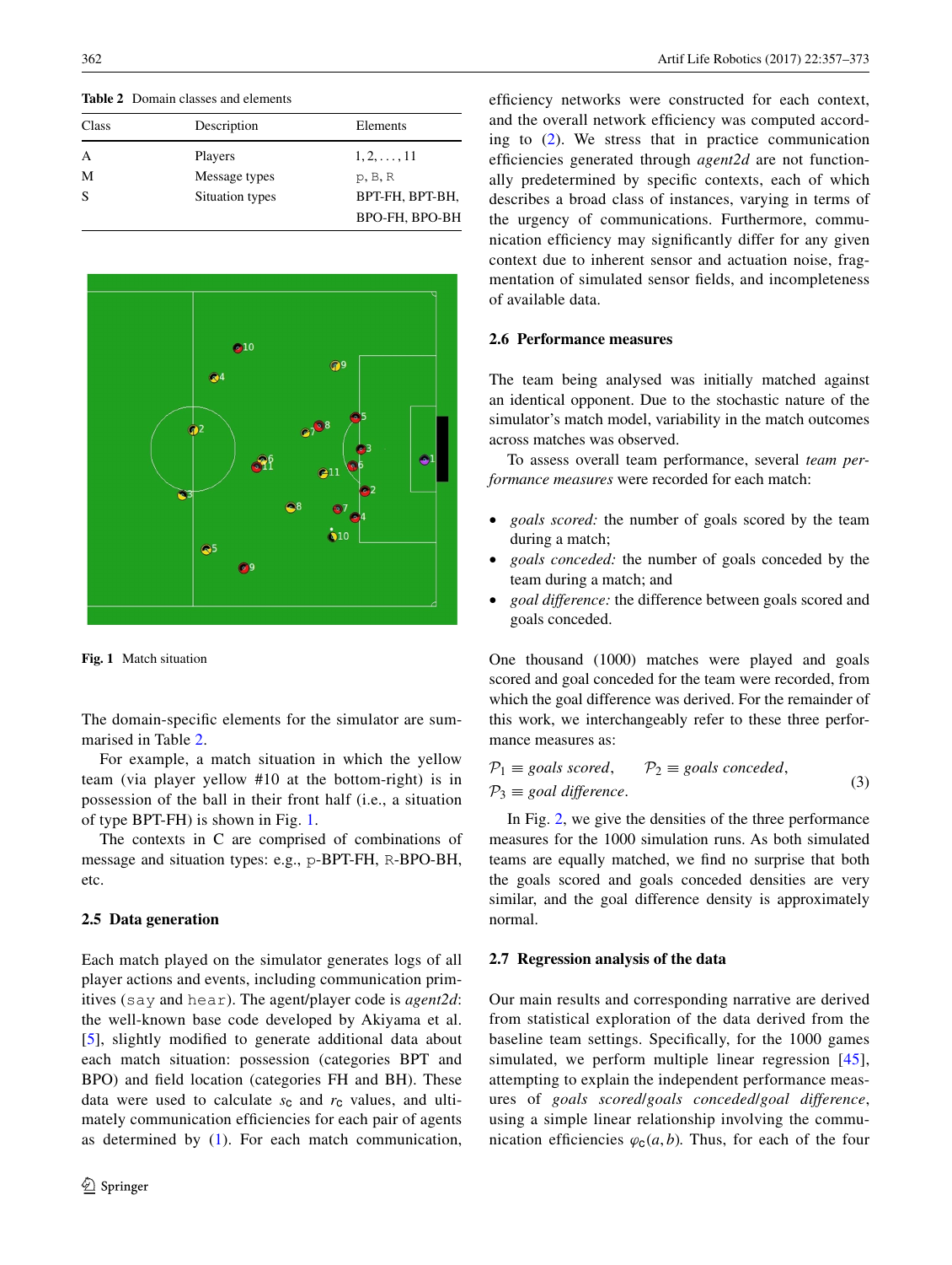**Table 2** Domain classes and elements

| Class | Description | Elements |
|---|---|---|
| A | Players | $1, 2, \ldots, 11$ |
| M | Message types | p, B, R |
| S | Situation types | BPT-FH, BPT-BH, BPO-FH, BPO-BH |

**Fig. 1** Match situation

The domain-specific elements for the simulator are summarised in Table 2.

For example, a match situation in which the yellow team (via player yellow #10 at the bottom-right) is in possession of the ball in their front half (i.e., a situation of type BPT-FH) is shown in Fig. 1.

The contexts in C are comprised of combinations of message and situation types: e.g., p-BPT-FH, R-BPO-BH, etc.

### 2.5 Data generation

Each match played on the simulator generates logs of all player actions and events, including communication primitives (`say` and `hear`). The agent/player code is *agent2d*: the well-known base code developed by Akiyama et al. [5], slightly modified to generate additional data about each match situation: possession (categories BPT and BPO) and field location (categories FH and BH). These data were used to calculate $s_c$ and $r_c$ values, and ultimately communication efficiencies for each pair of agents as determined by (1). For each match communication, efficiency networks were constructed for each context, and the overall network efficiency was computed according to (2). We stress that in practice communication efficiencies generated through *agent2d* are not functionally predetermined by specific contexts, each of which describes a broad class of instances, varying in terms of the urgency of communications. Furthermore, communication efficiency may significantly differ for any given context due to inherent sensor and actuation noise, fragmentation of simulated sensor fields, and incompleteness of available data.

### 2.6 Performance measures

The team being analysed was initially matched against an identical opponent. Due to the stochastic nature of the simulator's match model, variability in the match outcomes across matches was observed.

To assess overall team performance, several *team performance measures* were recorded for each match:

- *goals scored:* the number of goals scored by the team during a match;
- *goals conceded:* the number of goals conceded by the team during a match; and
- *goal difference:* the difference between goals scored and goals conceded.

One thousand (1000) matches were played and goals scored and goal conceded for the team were recorded, from which the goal difference was derived. For the remainder of this work, we interchangeably refer to these three performance measures as:

$$\mathcal{P}_1 \equiv \textit{goals scored}, \qquad \mathcal{P}_2 \equiv \textit{goals conceded}, \\ \mathcal{P}_3 \equiv \textit{goal difference}. \tag{3}$$

In Fig. 2, we give the densities of the three performance measures for the 1000 simulation runs. As both simulated teams are equally matched, we find no surprise that both the goals scored and goals conceded densities are very similar, and the goal difference density is approximately normal.

### 2.7 Regression analysis of the data

Our main results and corresponding narrative are derived from statistical exploration of the data derived from the baseline team settings. Specifically, for the 1000 games simulated, we perform multiple linear regression [45], attempting to explain the independent performance measures of *goals scored*/*goals conceded*/*goal difference*, using a simple linear relationship involving the communication efficiencies $\varphi_c(a, b)$. Thus, for each of the four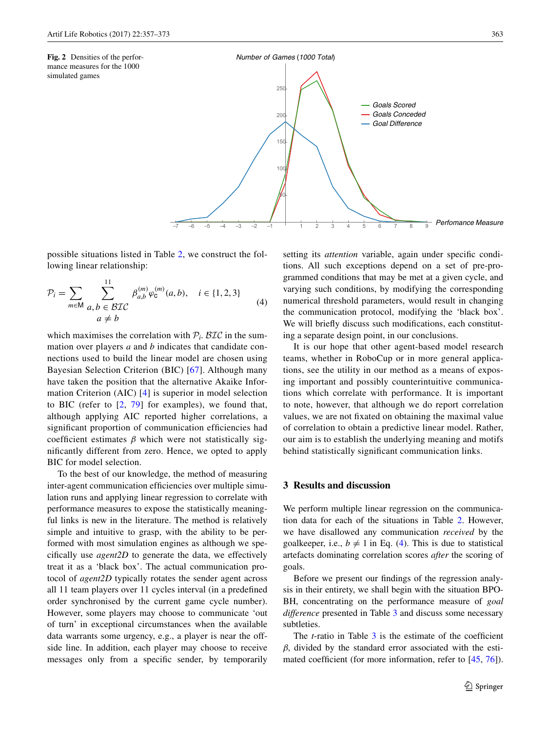**Fig. 2** Densities of the performance measures for the 1000 simulated games

possible situations listed in Table 2, we construct the following linear relationship:

$$\mathcal{P}_i = \sum_{m \in \mathsf{M}} \sum_{\substack{a,b \,\in\, \mathcal{BIC} \\ a \neq b}}^{11} \beta_{a,b}^{(m)} \varphi_{\mathsf{C}}^{(m)}(a,b), \quad i \in \{1,2,3\} \tag{4}$$

which maximises the correlation with $\mathcal{P}_i$. $\mathcal{BIC}$ in the summation over players $a$ and $b$ indicates that candidate connections used to build the linear model are chosen using Bayesian Selection Criterion (BIC) [67]. Although many have taken the position that the alternative Akaike Information Criterion (AIC) [4] is superior in model selection to BIC (refer to [2, 79] for examples), we found that, although applying AIC reported higher correlations, a significant proportion of communication efficiencies had coefficient estimates $\beta$ which were not statistically significantly different from zero. Hence, we opted to apply BIC for model selection.

To the best of our knowledge, the method of measuring inter-agent communication efficiencies over multiple simulation runs and applying linear regression to correlate with performance measures to expose the statistically meaningful links is new in the literature. The method is relatively simple and intuitive to grasp, with the ability to be performed with most simulation engines as although we specifically use *agent2D* to generate the data, we effectively treat it as a 'black box'. The actual communication protocol of *agent2D* typically rotates the sender agent across all 11 team players over 11 cycles interval (in a predefined order synchronised by the current game cycle number). However, some players may choose to communicate 'out of turn' in exceptional circumstances when the available data warrants some urgency, e.g., a player is near the offside line. In addition, each player may choose to receive messages only from a specific sender, by temporarily setting its *attention* variable, again under specific conditions. All such exceptions depend on a set of pre-programmed conditions that may be met at a given cycle, and varying such conditions, by modifying the corresponding numerical threshold parameters, would result in changing the communication protocol, modifying the 'black box'. We will briefly discuss such modifications, each constituting a separate design point, in our conclusions.

It is our hope that other agent-based model research teams, whether in RoboCup or in more general applications, see the utility in our method as a means of exposing important and possibly counterintuitive communications which correlate with performance. It is important to note, however, that although we do report correlation values, we are not fixated on obtaining the maximal value of correlation to obtain a predictive linear model. Rather, our aim is to establish the underlying meaning and motifs behind statistically significant communication links.

## 3 Results and discussion

We perform multiple linear regression on the communication data for each of the situations in Table 2. However, we have disallowed any communication *received* by the goalkeeper, i.e., $b \neq 1$ in Eq. (4). This is due to statistical artefacts dominating correlation scores *after* the scoring of goals.

Before we present our findings of the regression analysis in their entirety, we shall begin with the situation BPO-BH, concentrating on the performance measure of *goal difference* presented in Table 3 and discuss some necessary subtleties.

The $t$-ratio in Table 3 is the estimate of the coefficient $\beta$, divided by the standard error associated with the estimated coefficient (for more information, refer to [45, 76]).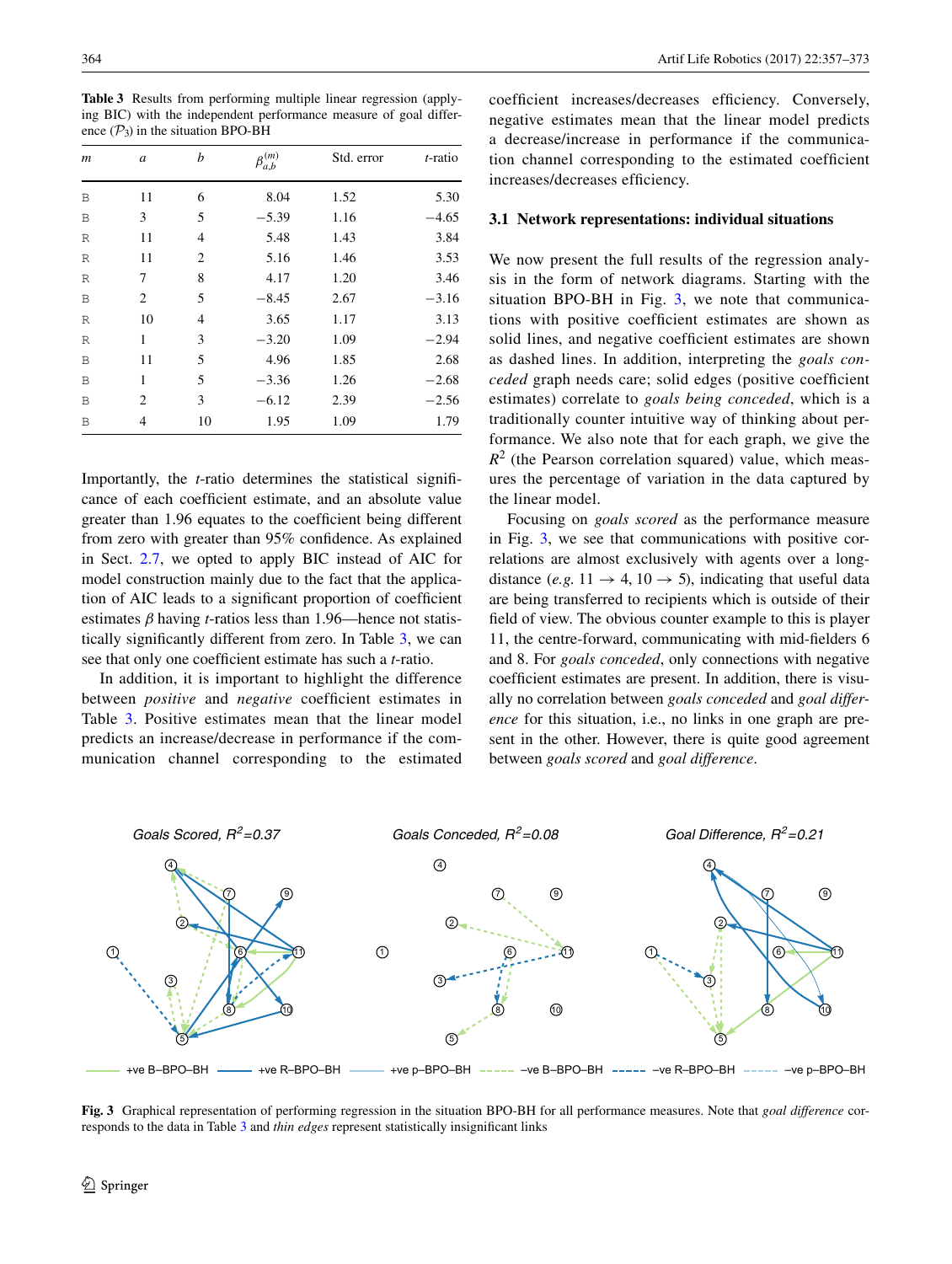**Table 3** Results from performing multiple linear regression (applying BIC) with the independent performance measure of goal difference ($\mathcal{P}_3$) in the situation BPO-BH

| $m$ | $a$ | $b$ | $\beta_{a,b}^{(m)}$ | Std. error | $t$-ratio |
|---|---|---|---|---|---|
| B | 11 | 6 | 8.04 | 1.52 | 5.30 |
| B | 3 | 5 | −5.39 | 1.16 | −4.65 |
| R | 11 | 4 | 5.48 | 1.43 | 3.84 |
| R | 11 | 2 | 5.16 | 1.46 | 3.53 |
| R | 7 | 8 | 4.17 | 1.20 | 3.46 |
| B | 2 | 5 | −8.45 | 2.67 | −3.16 |
| R | 10 | 4 | 3.65 | 1.17 | 3.13 |
| R | 1 | 3 | −3.20 | 1.09 | −2.94 |
| B | 11 | 5 | 4.96 | 1.85 | 2.68 |
| B | 1 | 5 | −3.36 | 1.26 | −2.68 |
| B | 2 | 3 | −6.12 | 2.39 | −2.56 |
| B | 4 | 10 | 1.95 | 1.09 | 1.79 |

Importantly, the $t$-ratio determines the statistical significance of each coefficient estimate, and an absolute value greater than 1.96 equates to the coefficient being different from zero with greater than 95% confidence. As explained in Sect. 2.7, we opted to apply BIC instead of AIC for model construction mainly due to the fact that the application of AIC leads to a significant proportion of coefficient estimates $\beta$ having $t$-ratios less than 1.96—hence not statistically significantly different from zero. In Table 3, we can see that only one coefficient estimate has such a $t$-ratio.

In addition, it is important to highlight the difference between *positive* and *negative* coefficient estimates in Table 3. Positive estimates mean that the linear model predicts an increase/decrease in performance if the communication channel corresponding to the estimated coefficient increases/decreases efficiency. Conversely, negative estimates mean that the linear model predicts a decrease/increase in performance if the communication channel corresponding to the estimated coefficient increases/decreases efficiency.

### 3.1 Network representations: individual situations

We now present the full results of the regression analysis in the form of network diagrams. Starting with the situation BPO-BH in Fig. 3, we note that communications with positive coefficient estimates are shown as solid lines, and negative coefficient estimates are shown as dashed lines. In addition, interpreting the *goals conceded* graph needs care; solid edges (positive coefficient estimates) correlate to *goals being conceded*, which is a traditionally counter intuitive way of thinking about performance. We also note that for each graph, we give the $R^2$ (the Pearson correlation squared) value, which measures the percentage of variation in the data captured by the linear model.

Focusing on *goals scored* as the performance measure in Fig. 3, we see that communications with positive correlations are almost exclusively with agents over a long-distance (*e.g.* 11 → 4, 10 → 5), indicating that useful data are being transferred to recipients which is outside of their field of view. The obvious counter example to this is player 11, the centre-forward, communicating with mid-fielders 6 and 8. For *goals conceded*, only connections with negative coefficient estimates are present. In addition, there is visually no correlation between *goals conceded* and *goal difference* for this situation, i.e., no links in one graph are present in the other. However, there is quite good agreement between *goals scored* and *goal difference*.

**Fig. 3** Graphical representation of performing regression in the situation BPO-BH for all performance measures. Note that *goal difference* corresponds to the data in Table 3 and *thin edges* represent statistically insignificant links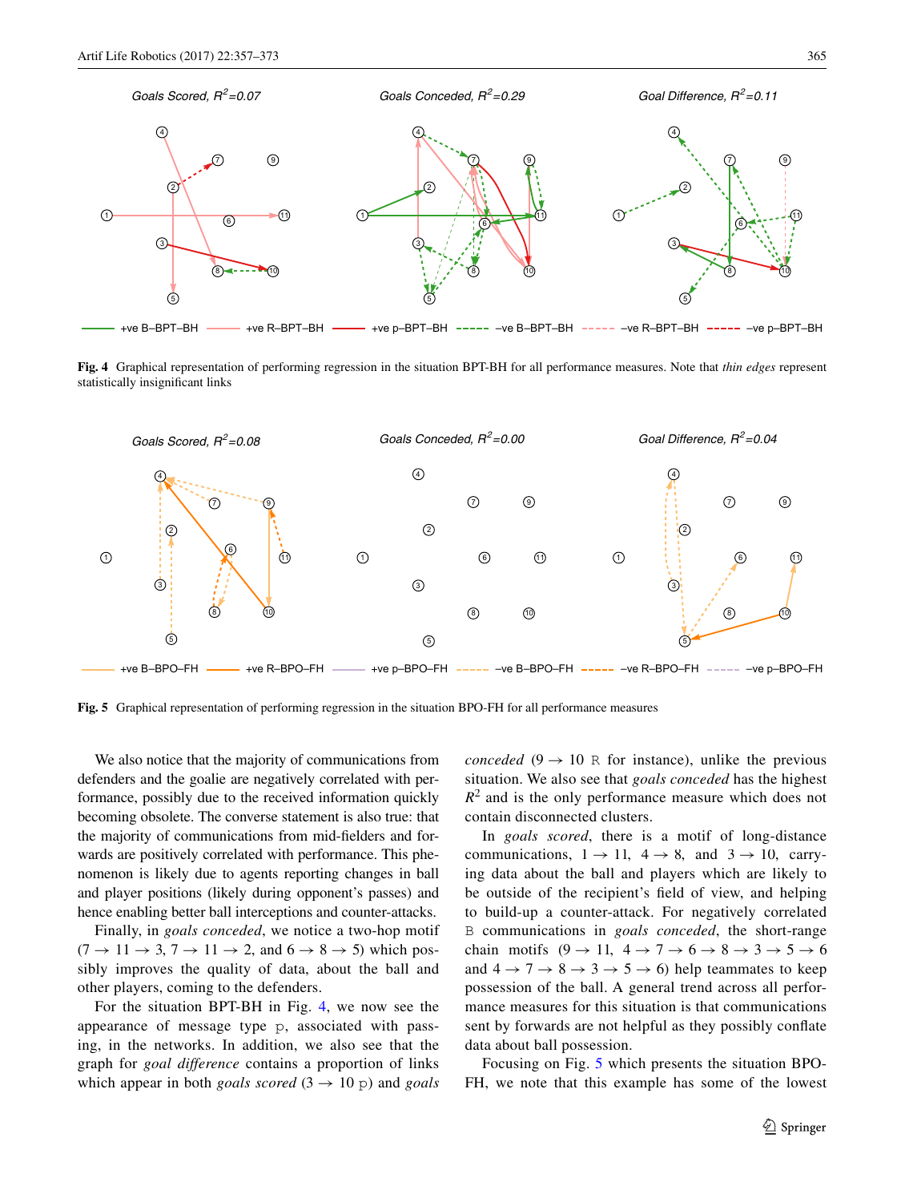Fig. 4 Graphical representation of performing regression in the situation BPT-BH for all performance measures. Note that *thin edges* represent statistically insignificant links

Fig. 5 Graphical representation of performing regression in the situation BPO-FH for all performance measures

We also notice that the majority of communications from defenders and the goalie are negatively correlated with performance, possibly due to the received information quickly becoming obsolete. The converse statement is also true: that the majority of communications from mid-fielders and forwards are positively correlated with performance. This phenomenon is likely due to agents reporting changes in ball and player positions (likely during opponent's passes) and hence enabling better ball interceptions and counter-attacks.

Finally, in *goals conceded*, we notice a two-hop motif ($7 \rightarrow 11 \rightarrow 3$, $7 \rightarrow 11 \rightarrow 2$, and $6 \rightarrow 8 \rightarrow 5$) which possibly improves the quality of data, about the ball and other players, coming to the defenders.

For the situation BPT-BH in Fig. 4, we now see the appearance of message type `p`, associated with passing, in the networks. In addition, we also see that the graph for *goal difference* contains a proportion of links which appear in both *goals scored* ($3 \rightarrow 10$ `p`) and *goals conceded* ($9 \rightarrow 10$ `R` for instance), unlike the previous situation. We also see that *goals conceded* has the highest $R^2$ and is the only performance measure which does not contain disconnected clusters.

In *goals scored*, there is a motif of long-distance communications, $1 \rightarrow 11$, $4 \rightarrow 8$, and $3 \rightarrow 10$, carrying data about the ball and players which are likely to be outside of the recipient's field of view, and helping to build-up a counter-attack. For negatively correlated `B` communications in *goals conceded*, the short-range chain motifs ($9 \rightarrow 11$, $4 \rightarrow 7 \rightarrow 6 \rightarrow 8 \rightarrow 3 \rightarrow 5 \rightarrow 6$ and $4 \rightarrow 7 \rightarrow 8 \rightarrow 3 \rightarrow 5 \rightarrow 6$) help teammates to keep possession of the ball. A general trend across all performance measures for this situation is that communications sent by forwards are not helpful as they possibly conflate data about ball possession.

Focusing on Fig. 5 which presents the situation BPO-FH, we note that this example has some of the lowest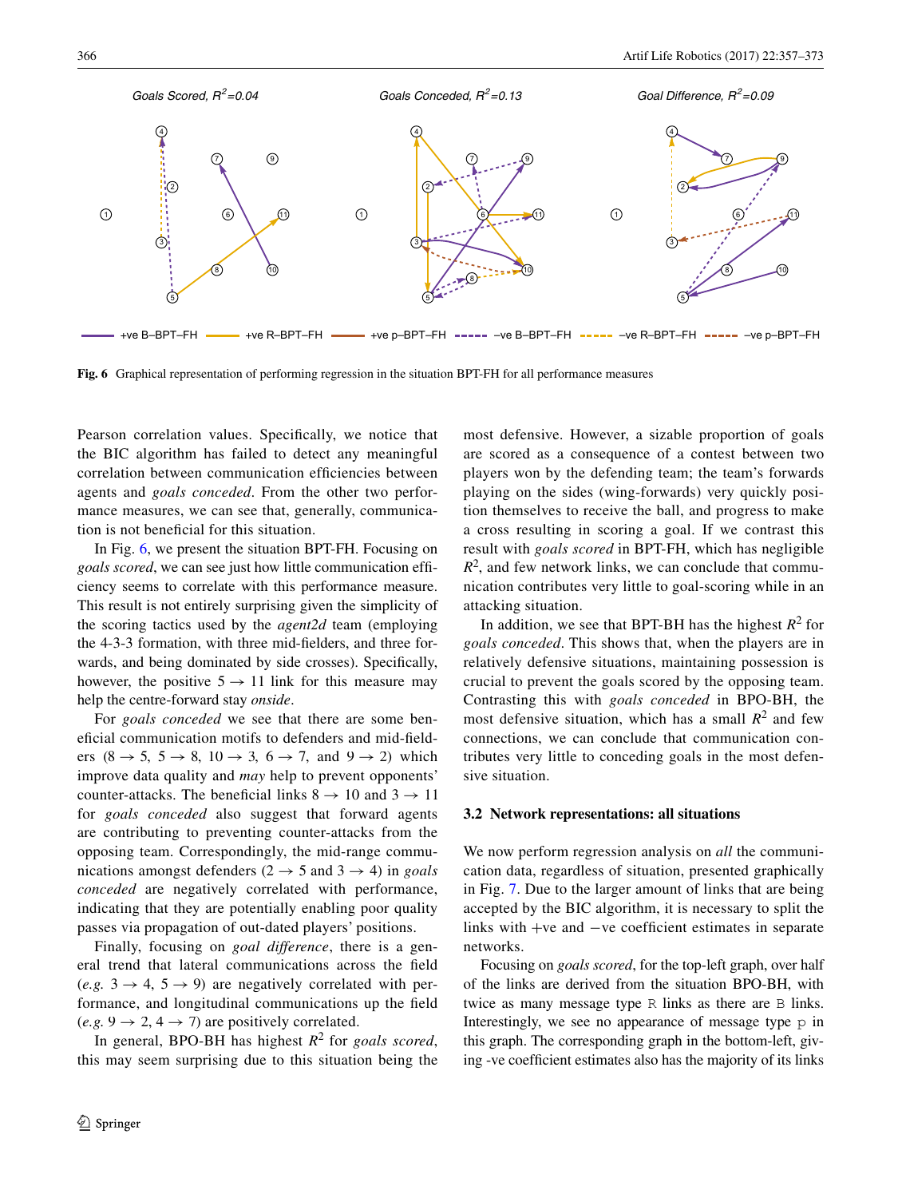Fig. 6 Graphical representation of performing regression in the situation BPT-FH for all performance measures

Pearson correlation values. Specifically, we notice that the BIC algorithm has failed to detect any meaningful correlation between communication efficiencies between agents and *goals conceded*. From the other two performance measures, we can see that, generally, communication is not beneficial for this situation.

In Fig. 6, we present the situation BPT-FH. Focusing on *goals scored*, we can see just how little communication efficiency seems to correlate with this performance measure. This result is not entirely surprising given the simplicity of the scoring tactics used by the *agent2d* team (employing the 4-3-3 formation, with three mid-fielders, and three forwards, and being dominated by side crosses). Specifically, however, the positive $5 \rightarrow 11$ link for this measure may help the centre-forward stay *onside*.

For *goals conceded* we see that there are some beneficial communication motifs to defenders and mid-fielders ($8 \rightarrow 5$, $5 \rightarrow 8$, $10 \rightarrow 3$, $6 \rightarrow 7$, and $9 \rightarrow 2$) which improve data quality and *may* help to prevent opponents' counter-attacks. The beneficial links $8 \rightarrow 10$ and $3 \rightarrow 11$ for *goals conceded* also suggest that forward agents are contributing to preventing counter-attacks from the opposing team. Correspondingly, the mid-range communications amongst defenders ($2 \rightarrow 5$ and $3 \rightarrow 4$) in *goals conceded* are negatively correlated with performance, indicating that they are potentially enabling poor quality passes via propagation of out-dated players' positions.

Finally, focusing on *goal difference*, there is a general trend that lateral communications across the field (*e.g.* $3 \rightarrow 4$, $5 \rightarrow 9$) are negatively correlated with performance, and longitudinal communications up the field (*e.g.* $9 \rightarrow 2$, $4 \rightarrow 7$) are positively correlated.

In general, BPO-BH has highest $R^2$ for *goals scored*, this may seem surprising due to this situation being the most defensive. However, a sizable proportion of goals are scored as a consequence of a contest between two players won by the defending team; the team's forwards playing on the sides (wing-forwards) very quickly position themselves to receive the ball, and progress to make a cross resulting in scoring a goal. If we contrast this result with *goals scored* in BPT-FH, which has negligible $R^2$, and few network links, we can conclude that communication contributes very little to goal-scoring while in an attacking situation.

In addition, we see that BPT-BH has the highest $R^2$ for *goals conceded*. This shows that, when the players are in relatively defensive situations, maintaining possession is crucial to prevent the goals scored by the opposing team. Contrasting this with *goals conceded* in BPO-BH, the most defensive situation, which has a small $R^2$ and few connections, we can conclude that communication contributes very little to conceding goals in the most defensive situation.

### 3.2 Network representations: all situations

We now perform regression analysis on *all* the communication data, regardless of situation, presented graphically in Fig. 7. Due to the larger amount of links that are being accepted by the BIC algorithm, it is necessary to split the links with +ve and −ve coefficient estimates in separate networks.

Focusing on *goals scored*, for the top-left graph, over half of the links are derived from the situation BPO-BH, with twice as many message type `R` links as there are `B` links. Interestingly, we see no appearance of message type `p` in this graph. The corresponding graph in the bottom-left, giving -ve coefficient estimates also has the majority of its links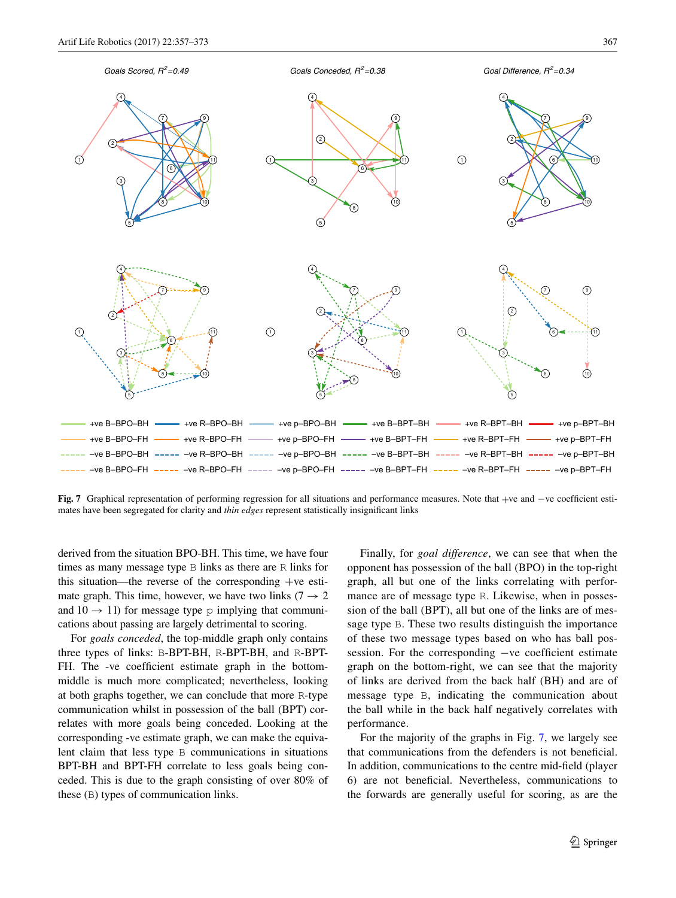Goals Scored, $R^2$=0.49

Goals Conceded, $R^2$=0.38

Goal Difference, $R^2$=0.34

**Fig. 7** Graphical representation of performing regression for all situations and performance measures. Note that +ve and −ve coefficient estimates have been segregated for clarity and *thin edges* represent statistically insignificant links

derived from the situation BPO-BH. This time, we have four times as many message type B links as there are R links for this situation—the reverse of the corresponding +ve estimate graph. This time, however, we have two links (7 → 2 and 10 → 11) for message type p implying that communications about passing are largely detrimental to scoring.

For *goals conceded*, the top-middle graph only contains three types of links: B-BPT-BH, R-BPT-BH, and R-BPT-FH. The -ve coefficient estimate graph in the bottom-middle is much more complicated; nevertheless, looking at both graphs together, we can conclude that more R-type communication whilst in possession of the ball (BPT) correlates with more goals being conceded. Looking at the corresponding -ve estimate graph, we can make the equivalent claim that less type B communications in situations BPT-BH and BPT-FH correlate to less goals being conceded. This is due to the graph consisting of over 80% of these (B) types of communication links.

Finally, for *goal difference*, we can see that when the opponent has possession of the ball (BPO) in the top-right graph, all but one of the links correlating with performance are of message type R. Likewise, when in possession of the ball (BPT), all but one of the links are of message type B. These two results distinguish the importance of these two message types based on who has ball possession. For the corresponding −ve coefficient estimate graph on the bottom-right, we can see that the majority of links are derived from the back half (BH) and are of message type B, indicating the communication about the ball while in the back half negatively correlates with performance.

For the majority of the graphs in Fig. 7, we largely see that communications from the defenders is not beneficial. In addition, communications to the centre mid-field (player 6) are not beneficial. Nevertheless, communications to the forwards are generally useful for scoring, as are the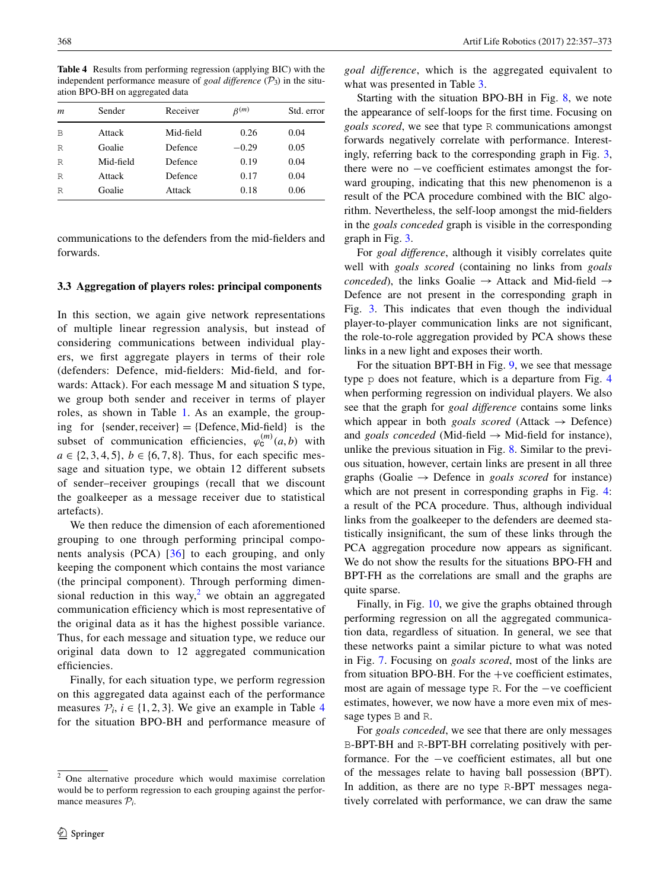**Table 4** Results from performing regression (applying BIC) with the independent performance measure of *goal difference* ($\mathcal{P}_3$) in the situation BPO-BH on aggregated data

| $m$ | Sender | Receiver | $\beta^{(m)}$ | Std. error |
|---|---|---|---|---|
| B | Attack | Mid-field | 0.26 | 0.04 |
| R | Goalie | Defence | −0.29 | 0.05 |
| R | Mid-field | Defence | 0.19 | 0.04 |
| R | Attack | Defence | 0.17 | 0.04 |
| R | Goalie | Attack | 0.18 | 0.06 |

communications to the defenders from the mid-fielders and forwards.

### 3.3 Aggregation of players roles: principal components

In this section, we again give network representations of multiple linear regression analysis, but instead of considering communications between individual players, we first aggregate players in terms of their role (defenders: Defence, mid-fielders: Mid-field, and forwards: Attack). For each message M and situation S type, we group both sender and receiver in terms of player roles, as shown in Table 1. As an example, the grouping for {sender, receiver} = {Defence, Mid-field} is the subset of communication efficiencies, $\varphi_{\mathtt{C}}^{(m)}(a,b)$ with $a \in \{2,3,4,5\}$, $b \in \{6,7,8\}$. Thus, for each specific message and situation type, we obtain 12 different subsets of sender–receiver groupings (recall that we discount the goalkeeper as a message receiver due to statistical artefacts).

We then reduce the dimension of each aforementioned grouping to one through performing principal components analysis (PCA) [36] to each grouping, and only keeping the component which contains the most variance (the principal component). Through performing dimensional reduction in this way,[2] we obtain an aggregated communication efficiency which is most representative of the original data as it has the highest possible variance. Thus, for each message and situation type, we reduce our original data down to 12 aggregated communication efficiencies.

Finally, for each situation type, we perform regression on this aggregated data against each of the performance measures $\mathcal{P}_i$, $i \in \{1,2,3\}$. We give an example in Table 4 for the situation BPO-BH and performance measure of *goal difference*, which is the aggregated equivalent to what was presented in Table 3.

Starting with the situation BPO-BH in Fig. 8, we note the appearance of self-loops for the first time. Focusing on *goals scored*, we see that type R communications amongst forwards negatively correlate with performance. Interestingly, referring back to the corresponding graph in Fig. 3, there were no −ve coefficient estimates amongst the forward grouping, indicating that this new phenomenon is a result of the PCA procedure combined with the BIC algorithm. Nevertheless, the self-loop amongst the mid-fielders in the *goals conceded* graph is visible in the corresponding graph in Fig. 3.

For *goal difference*, although it visibly correlates quite well with *goals scored* (containing no links from *goals conceded*), the links Goalie → Attack and Mid-field → Defence are not present in the corresponding graph in Fig. 3. This indicates that even though the individual player-to-player communication links are not significant, the role-to-role aggregation provided by PCA shows these links in a new light and exposes their worth.

For the situation BPT-BH in Fig. 9, we see that message type p does not feature, which is a departure from Fig. 4 when performing regression on individual players. We also see that the graph for *goal difference* contains some links which appear in both *goals scored* (Attack → Defence) and *goals conceded* (Mid-field → Mid-field for instance), unlike the previous situation in Fig. 8. Similar to the previous situation, however, certain links are present in all three graphs (Goalie → Defence in *goals scored* for instance) which are not present in corresponding graphs in Fig. 4: a result of the PCA procedure. Thus, although individual links from the goalkeeper to the defenders are deemed statistically insignificant, the sum of these links through the PCA aggregation procedure now appears as significant. We do not show the results for the situations BPO-FH and BPT-FH as the correlations are small and the graphs are quite sparse.

Finally, in Fig. 10, we give the graphs obtained through performing regression on all the aggregated communication data, regardless of situation. In general, we see that these networks paint a similar picture to what was noted in Fig. 7. Focusing on *goals scored*, most of the links are from situation BPO-BH. For the +ve coefficient estimates, most are again of message type R. For the −ve coefficient estimates, however, we now have a more even mix of message types B and R.

For *goals conceded*, we see that there are only messages B-BPT-BH and R-BPT-BH correlating positively with performance. For the −ve coefficient estimates, all but one of the messages relate to having ball possession (BPT). In addition, as there are no type R-BPT messages negatively correlated with performance, we can draw the same

[2] One alternative procedure which would maximise correlation would be to perform regression to each grouping against the performance measures $\mathcal{P}_i$.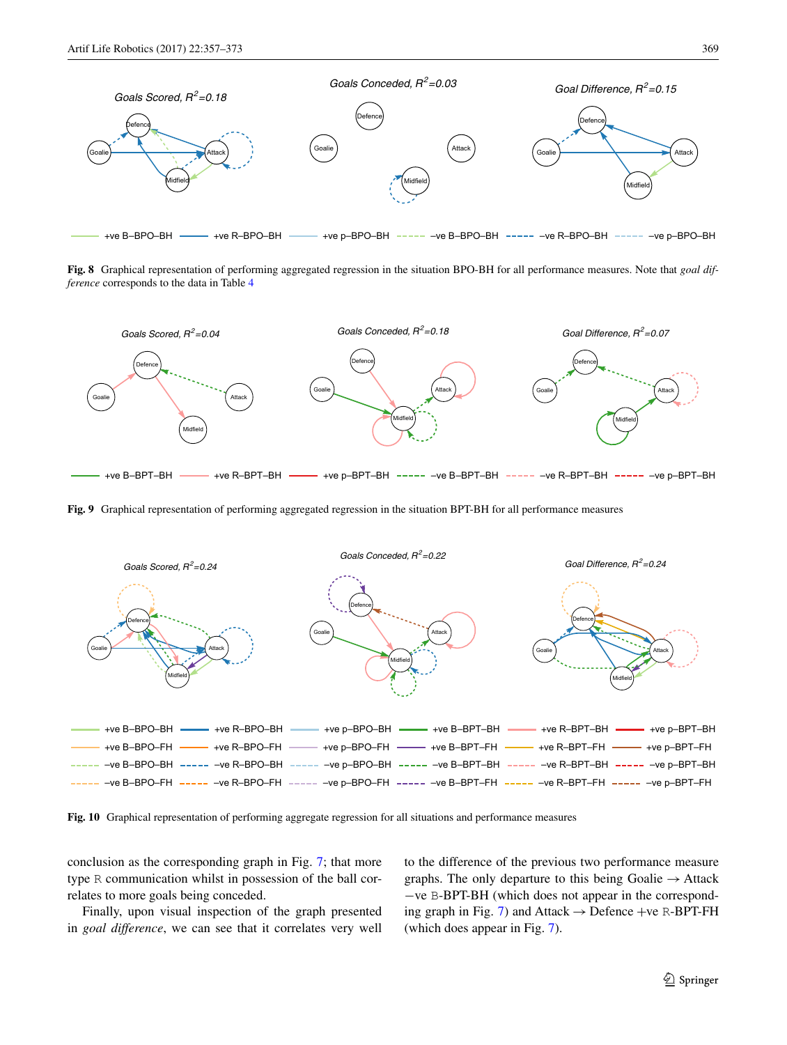**Fig. 8** Graphical representation of performing aggregated regression in the situation BPO-BH for all performance measures. Note that *goal difference* corresponds to the data in Table 4

**Fig. 9** Graphical representation of performing aggregated regression in the situation BPT-BH for all performance measures

**Fig. 10** Graphical representation of performing aggregate regression for all situations and performance measures

conclusion as the corresponding graph in Fig. 7; that more type R communication whilst in possession of the ball correlates to more goals being conceded.

Finally, upon visual inspection of the graph presented in *goal difference*, we can see that it correlates very well to the difference of the previous two performance measure graphs. The only departure to this being Goalie → Attack −ve B-BPT-BH (which does not appear in the corresponding graph in Fig. 7) and Attack → Defence +ve R-BPT-FH (which does appear in Fig. 7).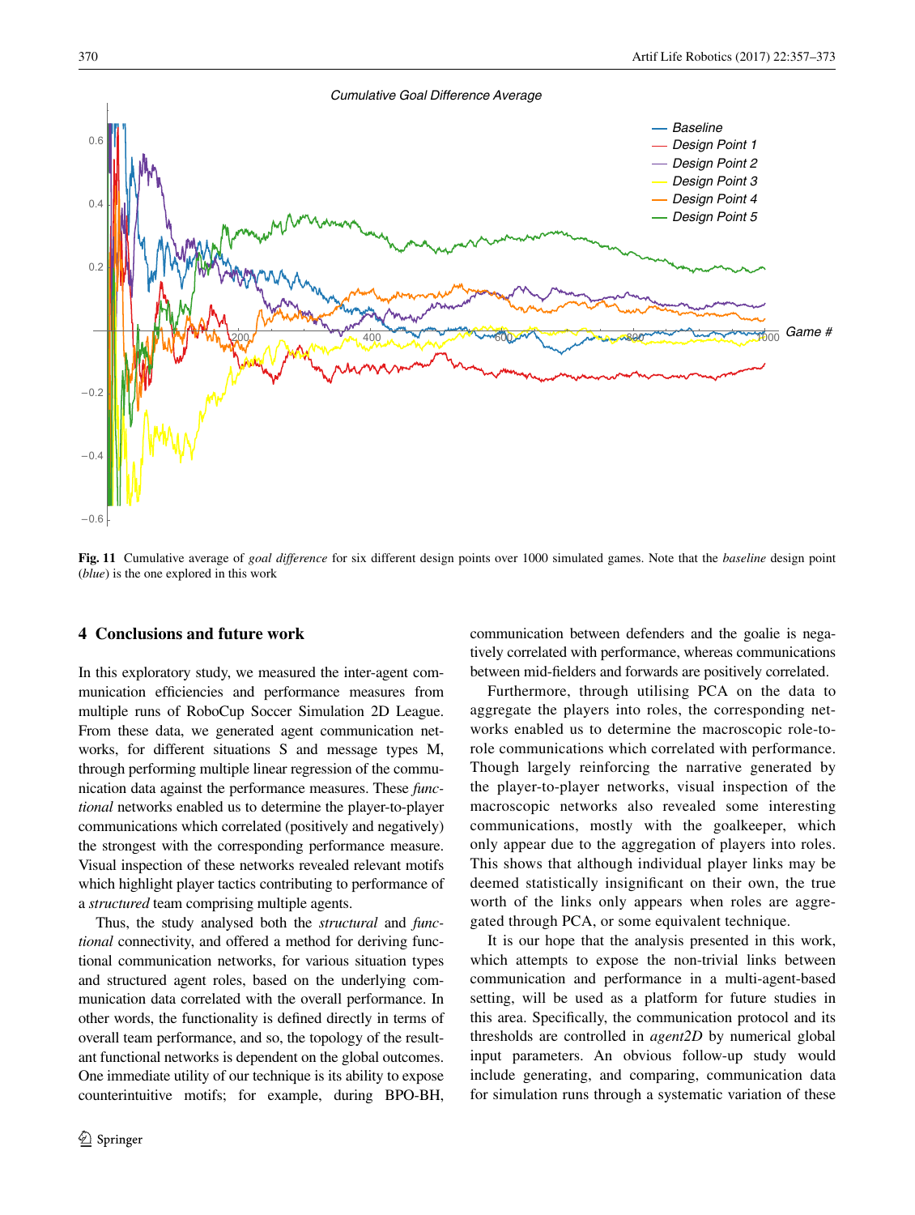**Fig. 11** Cumulative average of *goal difference* for six different design points over 1000 simulated games. Note that the *baseline* design point (*blue*) is the one explored in this work

## 4 Conclusions and future work

In this exploratory study, we measured the inter-agent communication efficiencies and performance measures from multiple runs of RoboCup Soccer Simulation 2D League. From these data, we generated agent communication networks, for different situations S and message types M, through performing multiple linear regression of the communication data against the performance measures. These *functional* networks enabled us to determine the player-to-player communications which correlated (positively and negatively) the strongest with the corresponding performance measure. Visual inspection of these networks revealed relevant motifs which highlight player tactics contributing to performance of a *structured* team comprising multiple agents.

Thus, the study analysed both the *structural* and *functional* connectivity, and offered a method for deriving functional communication networks, for various situation types and structured agent roles, based on the underlying communication data correlated with the overall performance. In other words, the functionality is defined directly in terms of overall team performance, and so, the topology of the resultant functional networks is dependent on the global outcomes. One immediate utility of our technique is its ability to expose counterintuitive motifs; for example, during BPO-BH, communication between defenders and the goalie is negatively correlated with performance, whereas communications between mid-fielders and forwards are positively correlated.

Furthermore, through utilising PCA on the data to aggregate the players into roles, the corresponding networks enabled us to determine the macroscopic role-to-role communications which correlated with performance. Though largely reinforcing the narrative generated by the player-to-player networks, visual inspection of the macroscopic networks also revealed some interesting communications, mostly with the goalkeeper, which only appear due to the aggregation of players into roles. This shows that although individual player links may be deemed statistically insignificant on their own, the true worth of the links only appears when roles are aggregated through PCA, or some equivalent technique.

It is our hope that the analysis presented in this work, which attempts to expose the non-trivial links between communication and performance in a multi-agent-based setting, will be used as a platform for future studies in this area. Specifically, the communication protocol and its thresholds are controlled in *agent2D* by numerical global input parameters. An obvious follow-up study would include generating, and comparing, communication data for simulation runs through a systematic variation of these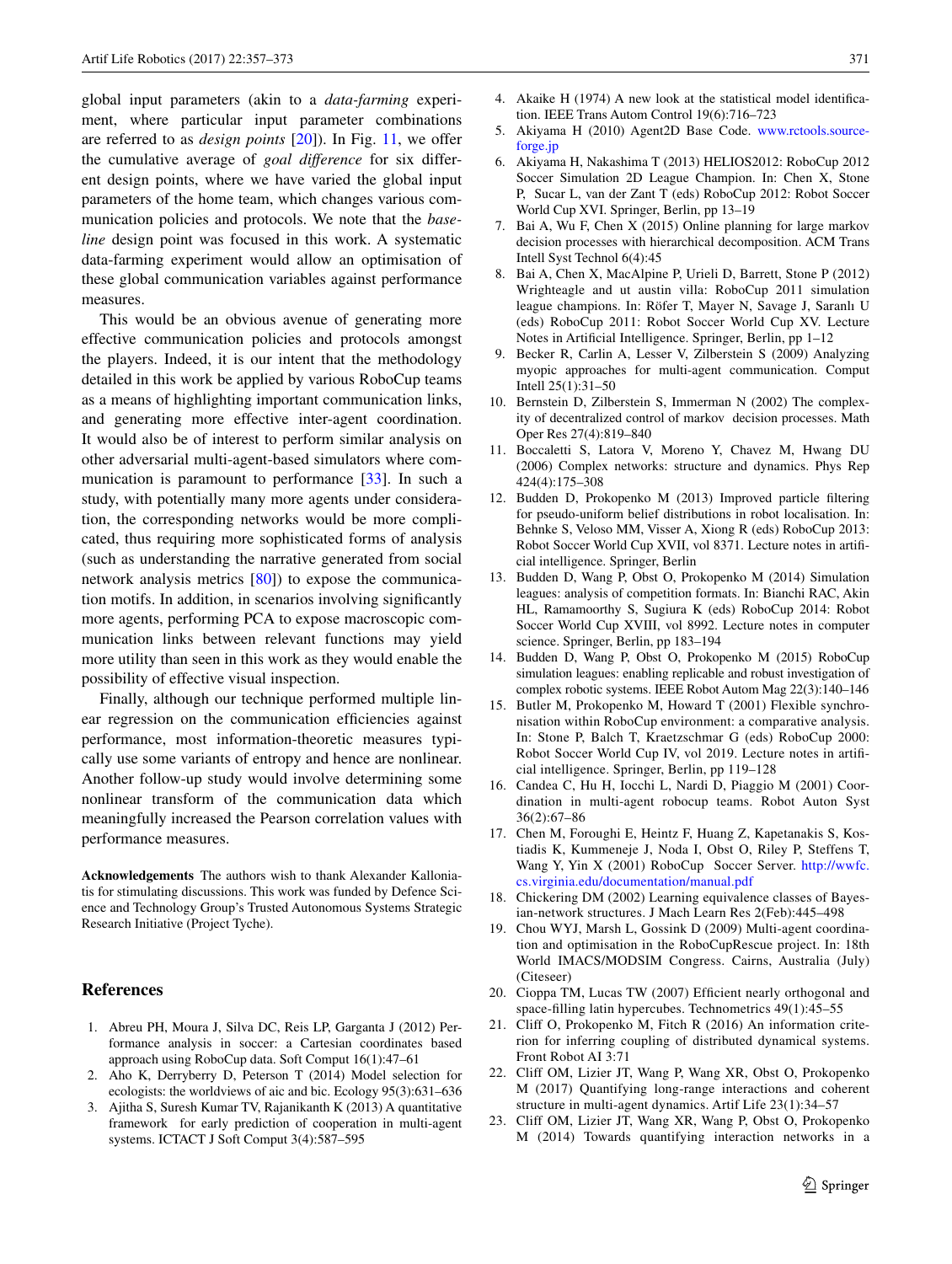global input parameters (akin to a *data-farming* experiment, where particular input parameter combinations are referred to as *design points* [20]). In Fig. 11, we offer the cumulative average of *goal difference* for six different design points, where we have varied the global input parameters of the home team, which changes various communication policies and protocols. We note that the *baseline* design point was focused in this work. A systematic data-farming experiment would allow an optimisation of these global communication variables against performance measures.

This would be an obvious avenue of generating more effective communication policies and protocols amongst the players. Indeed, it is our intent that the methodology detailed in this work be applied by various RoboCup teams as a means of highlighting important communication links, and generating more effective inter-agent coordination. It would also be of interest to perform similar analysis on other adversarial multi-agent-based simulators where communication is paramount to performance [33]. In such a study, with potentially many more agents under consideration, the corresponding networks would be more complicated, thus requiring more sophisticated forms of analysis (such as understanding the narrative generated from social network analysis metrics [80]) to expose the communication motifs. In addition, in scenarios involving significantly more agents, performing PCA to expose macroscopic communication links between relevant functions may yield more utility than seen in this work as they would enable the possibility of effective visual inspection.

Finally, although our technique performed multiple linear regression on the communication efficiencies against performance, most information-theoretic measures typically use some variants of entropy and hence are nonlinear. Another follow-up study would involve determining some nonlinear transform of the communication data which meaningfully increased the Pearson correlation values with performance measures.

**Acknowledgements** The authors wish to thank Alexander Kalloniatis for stimulating discussions. This work was funded by Defence Science and Technology Group's Trusted Autonomous Systems Strategic Research Initiative (Project Tyche).

## References

1. Abreu PH, Moura J, Silva DC, Reis LP, Garganta J (2012) Performance analysis in soccer: a Cartesian coordinates based approach using RoboCup data. Soft Comput 16(1):47–61
2. Aho K, Derryberry D, Peterson T (2014) Model selection for ecologists: the worldviews of aic and bic. Ecology 95(3):631–636
3. Ajitha S, Suresh Kumar TV, Rajanikanth K (2013) A quantitative framework for early prediction of cooperation in multi-agent systems. ICTACT J Soft Comput 3(4):587–595
4. Akaike H (1974) A new look at the statistical model identification. IEEE Trans Autom Control 19(6):716–723
5. Akiyama H (2010) Agent2D Base Code. www.rctools.sourceforge.jp
6. Akiyama H, Nakashima T (2013) HELIOS2012: RoboCup 2012 Soccer Simulation 2D League Champion. In: Chen X, Stone P, Sucar LE, van der Zant T (eds) RoboCup 2012: Robot Soccer World Cup XVI. Springer, Berlin, pp 13–19
7. Bai A, Wu F, Chen X (2015) Online planning for large markov decision processes with hierarchical decomposition. ACM Trans Intell Syst Technol 6(4):45
8. Bai A, Chen X, MacAlpine P, Urieli D, Barrett, Stone P (2012) Wrighteagle and ut austin villa: RoboCup 2011 simulation league champions. In: Röfer T, Mayer N, Savage J, Saranlı U (eds) RoboCup 2011: Robot Soccer World Cup XV. Lecture Notes in Artificial Intelligence. Springer, Berlin, pp 1–12
9. Becker R, Carlin A, Lesser V, Zilberstein S (2009) Analyzing myopic approaches for multi-agent communication. Comput Intell 25(1):31–50
10. Bernstein D, Zilberstein S, Immerman N (2002) The complexity of decentralized control of markov decision processes. Math Oper Res 27(4):819–840
11. Boccaletti S, Latora V, Moreno Y, Chavez M, Hwang DU (2006) Complex networks: structure and dynamics. Phys Rep 424(4):175–308
12. Budden D, Prokopenko M (2013) Improved particle filtering for pseudo-uniform belief distributions in robot localisation. In: Behnke S, Veloso MM, Visser A, Xiong R (eds) RoboCup 2013: Robot Soccer World Cup XVII, vol 8371. Lecture notes in artificial intelligence. Springer, Berlin
13. Budden D, Wang P, Obst O, Prokopenko M (2014) Simulation leagues: analysis of competition formats. In: Bianchi RAC, Akin HL, Ramamoorthy S, Sugiura K (eds) RoboCup 2014: Robot Soccer World Cup XVIII, vol 8992. Lecture notes in computer science. Springer, Berlin, pp 183–194
14. Budden D, Wang P, Obst O, Prokopenko M (2015) RoboCup simulation leagues: enabling replicable and robust investigation of complex robotic systems. IEEE Robot Autom Mag 22(3):140–146
15. Butler M, Prokopenko M, Howard T (2001) Flexible synchronisation within RoboCup environment: a comparative analysis. In: Stone P, Balch T, Kraetzschmar G (eds) RoboCup 2000: Robot Soccer World Cup IV, vol 2019. Lecture notes in artificial intelligence. Springer, Berlin, pp 119–128
16. Candea C, Hu H, Iocchi L, Nardi D, Piaggio M (2001) Coordination in multi-agent robocup teams. Robot Auton Syst 36(2):67–86
17. Chen M, Foroughi E, Heintz F, Huang Z, Kapetanakis S, Kostiadis K, Kummeneje J, Noda I, Obst O, Riley P, Steffens T, Wang Y, Yin X (2001) RoboCup Soccer Server. http://wwfc.cs.virginia.edu/documentation/manual.pdf
18. Chickering DM (2002) Learning equivalence classes of Bayesian-network structures. J Mach Learn Res 2(Feb):445–498
19. Chou WYJ, Marsh L, Gossink D (2009) Multi-agent coordination and optimisation in the RoboCupRescue project. In: 18th World IMACS/MODSIM Congress. Cairns, Australia (July) (Citeseer)
20. Cioppa TM, Lucas TW (2007) Efficient nearly orthogonal and space-filling latin hypercubes. Technometrics 49(1):45–55
21. Cliff O, Prokopenko M, Fitch R (2016) An information criterion for inferring coupling of distributed dynamical systems. Front Robot AI 3:71
22. Cliff OM, Lizier JT, Wang P, Wang XR, Obst O, Prokopenko M (2017) Quantifying long-range interactions and coherent structure in multi-agent dynamics. Artif Life 23(1):34–57
23. Cliff OM, Lizier JT, Wang XR, Wang P, Obst O, Prokopenko M (2014) Towards quantifying interaction networks in a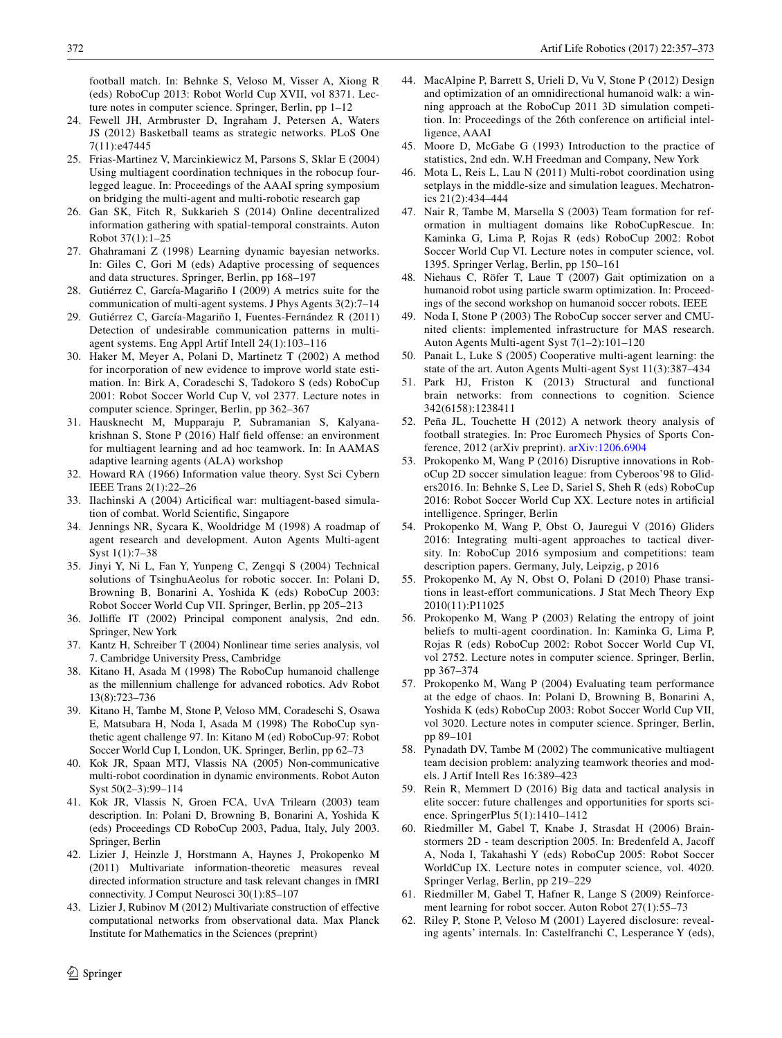football match. In: Behnke S, Veloso M, Visser A, Xiong R (eds) RoboCup 2013: Robot World Cup XVII, vol 8371. Lecture notes in computer science. Springer, Berlin, pp 1–12

24. Fewell JH, Armbruster D, Ingraham J, Petersen A, Waters JS (2012) Basketball teams as strategic networks. PLoS One 7(11):e47445
25. Frias-Martinez V, Marcinkiewicz M, Parsons S, Sklar E (2004) Using multiagent coordination techniques in the robocup four-legged league. In: Proceedings of the AAAI spring symposium on bridging the multi-agent and multi-robotic research gap
26. Gan SK, Fitch R, Sukkarieh S (2014) Online decentralized information gathering with spatial-temporal constraints. Auton Robot 37(1):1–25
27. Ghahramani Z (1998) Learning dynamic bayesian networks. In: Giles C, Gori M (eds) Adaptive processing of sequences and data structures. Springer, Berlin, pp 168–197
28. Gutiérrez C, García-Magariño I (2009) A metrics suite for the communication of multi-agent systems. J Phys Agents 3(2):7–14
29. Gutiérrez C, García-Magariño I, Fuentes-Fernández R (2011) Detection of undesirable communication patterns in multi-agent systems. Eng Appl Artif Intell 24(1):103–116
30. Haker M, Meyer A, Polani D, Martinetz T (2002) A method for incorporation of new evidence to improve world state estimation. In: Birk A, Coradeschi S, Tadokoro S (eds) RoboCup 2001: Robot Soccer World Cup V, vol 2377. Lecture notes in computer science. Springer, Berlin, pp 362–367
31. Hausknecht M, Mupparaju P, Subramanian S, Kalyanakrishnan S, Stone P (2016) Half field offense: an environment for multiagent learning and ad hoc teamwork. In: In AAMAS adaptive learning agents (ALA) workshop
32. Howard RA (1966) Information value theory. Syst Sci Cybern IEEE Trans 2(1):22–26
33. Ilachinski A (2004) Articifical war: multiagent-based simulation of combat. World Scientific, Singapore
34. Jennings NR, Sycara K, Wooldridge M (1998) A roadmap of agent research and development. Auton Agents Multi-agent Syst 1(1):7–38
35. Jinyi Y, Ni L, Fan Y, Yunpeng C, Zengqi S (2004) Technical solutions of TsinghuAeolus for robotic soccer. In: Polani D, Browning B, Bonarini A, Yoshida K (eds) RoboCup 2003: Robot Soccer World Cup VII. Springer, Berlin, pp 205–213
36. Jolliffe IT (2002) Principal component analysis, 2nd edn. Springer, New York
37. Kantz H, Schreiber T (2004) Nonlinear time series analysis, vol 7. Cambridge University Press, Cambridge
38. Kitano H, Asada M (1998) The RoboCup humanoid challenge as the millennium challenge for advanced robotics. Adv Robot 13(8):723–736
39. Kitano H, Tambe M, Stone P, Veloso MM, Coradeschi S, Osawa E, Matsubara H, Noda I, Asada M (1998) The RoboCup synthetic agent challenge 97. In: Kitano M (ed) RoboCup-97: Robot Soccer World Cup I, London, UK. Springer, Berlin, pp 62–73
40. Kok JR, Spaan MTJ, Vlassis NA (2005) Non-communicative multi-robot coordination in dynamic environments. Robot Auton Syst 50(2–3):99–114
41. Kok JR, Vlassis N, Groen FCA, UvA Trilearn (2003) team description. In: Polani D, Browning B, Bonarini A, Yoshida K (eds) Proceedings CD RoboCup 2003, Padua, Italy, July 2003. Springer, Berlin
42. Lizier J, Heinzle J, Horstmann A, Haynes J, Prokopenko M (2011) Multivariate information-theoretic measures reveal directed information structure and task relevant changes in fMRI connectivity. J Comput Neurosci 30(1):85–107
43. Lizier J, Rubinov M (2012) Multivariate construction of effective computational networks from observational data. Max Planck Institute for Mathematics in the Sciences (preprint)
44. MacAlpine P, Barrett S, Urieli D, Vu V, Stone P (2012) Design and optimization of an omnidirectional humanoid walk: a winning approach at the RoboCup 2011 3D simulation competition. In: Proceedings of the 26th conference on artificial intelligence, AAAI
45. Moore D, McGabe G (1993) Introduction to the practice of statistics, 2nd edn. W.H Freedman and Company, New York
46. Mota L, Reis L, Lau N (2011) Multi-robot coordination using setplays in the middle-size and simulation leagues. Mechatronics 21(2):434–444
47. Nair R, Tambe M, Marsella S (2003) Team formation for reformation in multiagent domains like RoboCupRescue. In: Kaminka G, Lima P, Rojas R (eds) RoboCup 2002: Robot Soccer World Cup VI. Lecture notes in computer science, vol. 1395. Springer Verlag, Berlin, pp 150–161
48. Niehaus C, Röfer T, Laue T (2007) Gait optimization on a humanoid robot using particle swarm optimization. In: Proceedings of the second workshop on humanoid soccer robots. IEEE
49. Noda I, Stone P (2003) The RoboCup soccer server and CMUnited clients: implemented infrastructure for MAS research. Auton Agents Multi-agent Syst 7(1–2):101–120
50. Panait L, Luke S (2005) Cooperative multi-agent learning: the state of the art. Auton Agents Multi-agent Syst 11(3):387–434
51. Park HJ, Friston K (2013) Structural and functional brain networks: from connections to cognition. Science 342(6158):1238411
52. Peña JL, Touchette H (2012) A network theory analysis of football strategies. In: Proc Euromech Physics of Sports Conference, 2012 (arXiv preprint). arXiv:1206.6904
53. Prokopenko M, Wang P (2016) Disruptive innovations in RoboCup 2D soccer simulation league: from Cyberoos'98 to Gliders2016. In: Behnke S, Lee D, Sariel S, Sheh R (eds) RoboCup 2016: Robot Soccer World Cup XX. Lecture notes in artificial intelligence. Springer, Berlin
54. Prokopenko M, Wang P, Obst O, Jauregui V (2016) Gliders 2016: Integrating multi-agent approaches to tactical diversity. In: RoboCup 2016 symposium and competitions: team description papers. Germany, July, Leipzig, p 2016
55. Prokopenko M, Ay N, Obst O, Polani D (2010) Phase transitions in least-effort communications. J Stat Mech Theory Exp 2010(11):P11025
56. Prokopenko M, Wang P (2003) Relating the entropy of joint beliefs to multi-agent coordination. In: Kaminka G, Lima P, Rojas R (eds) RoboCup 2002: Robot Soccer World Cup VI, vol 2752. Lecture notes in computer science. Springer, Berlin, pp 367–374
57. Prokopenko M, Wang P (2004) Evaluating team performance at the edge of chaos. In: Polani D, Browning B, Bonarini A, Yoshida K (eds) RoboCup 2003: Robot Soccer World Cup VII, vol 3020. Lecture notes in computer science. Springer, Berlin, pp 89–101
58. Pynadath DV, Tambe M (2002) The communicative multiagent team decision problem: analyzing teamwork theories and models. J Artif Intell Res 16:389–423
59. Rein R, Memmert D (2016) Big data and tactical analysis in elite soccer: future challenges and opportunities for sports science. SpringerPlus 5(1):1410–1412
60. Riedmiller M, Gabel T, Knabe J, Strasdat H (2006) Brainstormers 2D - team description 2005. In: Bredenfeld A, Jacoff A, Noda I, Takahashi Y (eds) RoboCup 2005: Robot Soccer WorldCup IX. Lecture notes in computer science, vol. 4020. Springer Verlag, Berlin, pp 219–229
61. Riedmiller M, Gabel T, Hafner R, Lange S (2009) Reinforcement learning for robot soccer. Auton Robot 27(1):55–73
62. Riley P, Stone P, Veloso M (2001) Layered disclosure: revealing agents' internals. In: Castelfranchi C, Lesperance Y (eds),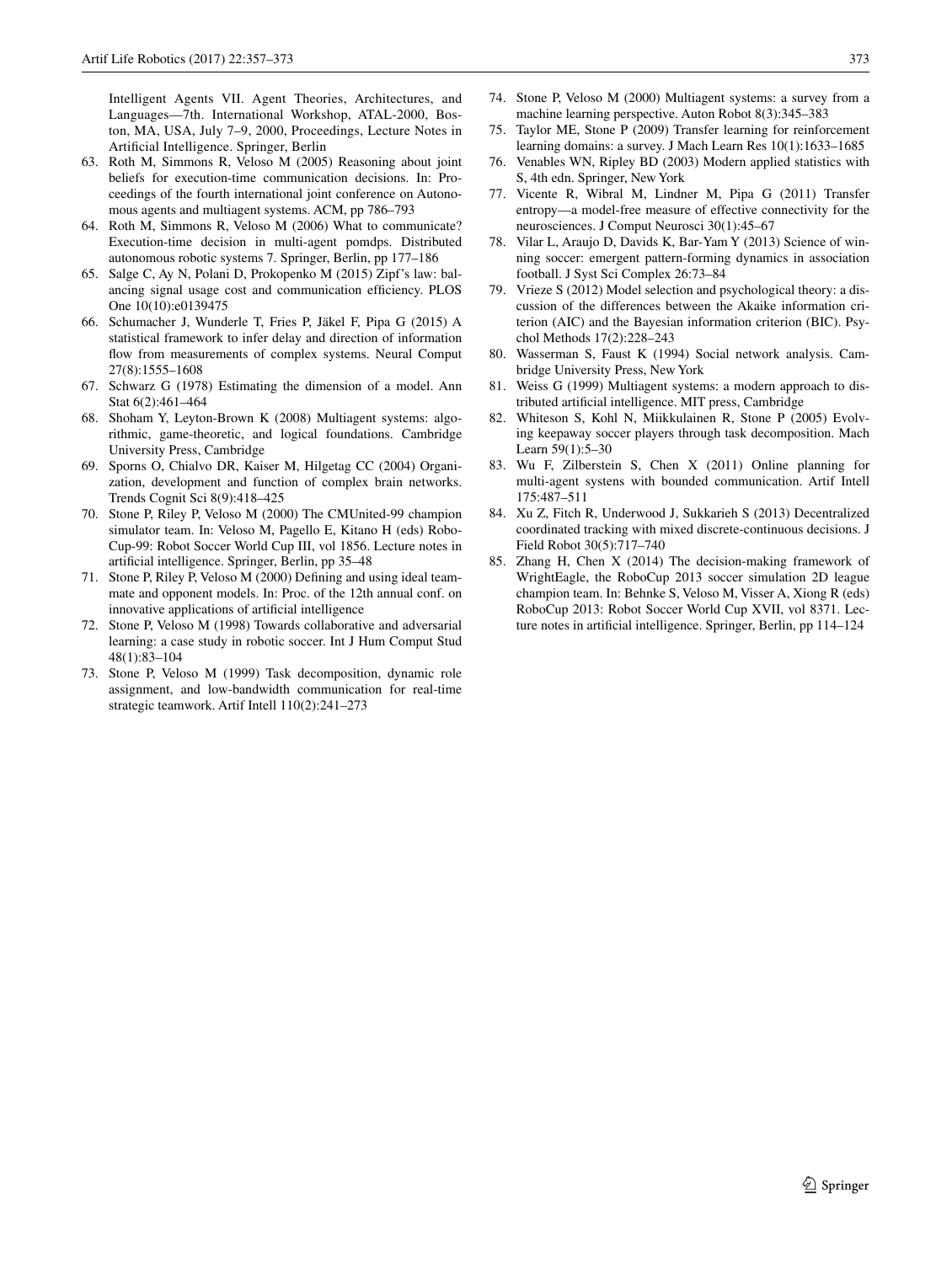Intelligent Agents VII. Agent Theories, Architectures, and Languages—7th. International Workshop, ATAL-2000, Boston, MA, USA, July 7–9, 2000, Proceedings, Lecture Notes in Artificial Intelligence. Springer, Berlin

63. Roth M, Simmons R, Veloso M (2005) Reasoning about joint beliefs for execution-time communication decisions. In: Proceedings of the fourth international joint conference on Autonomous agents and multiagent systems. ACM, pp 786–793
64. Roth M, Simmons R, Veloso M (2006) What to communicate? Execution-time decision in multi-agent pomdps. Distributed autonomous robotic systems 7. Springer, Berlin, pp 177–186
65. Salge C, Ay N, Polani D, Prokopenko M (2015) Zipf's law: balancing signal usage cost and communication efficiency. PLOS One 10(10):e0139475
66. Schumacher J, Wunderle T, Fries P, Jäkel F, Pipa G (2015) A statistical framework to infer delay and direction of information flow from measurements of complex systems. Neural Comput 27(8):1555–1608
67. Schwarz G (1978) Estimating the dimension of a model. Ann Stat 6(2):461–464
68. Shoham Y, Leyton-Brown K (2008) Multiagent systems: algorithmic, game-theoretic, and logical foundations. Cambridge University Press, Cambridge
69. Sporns O, Chialvo DR, Kaiser M, Hilgetag CC (2004) Organization, development and function of complex brain networks. Trends Cognit Sci 8(9):418–425
70. Stone P, Riley P, Veloso M (2000) The CMUnited-99 champion simulator team. In: Veloso M, Pagello E, Kitano H (eds) RoboCup-99: Robot Soccer World Cup III, vol 1856. Lecture notes in artificial intelligence. Springer, Berlin, pp 35–48
71. Stone P, Riley P, Veloso M (2000) Defining and using ideal teammate and opponent models. In: Proc. of the 12th annual conf. on innovative applications of artificial intelligence
72. Stone P, Veloso M (1998) Towards collaborative and adversarial learning: a case study in robotic soccer. Int J Hum Comput Stud 48(1):83–104
73. Stone P, Veloso M (1999) Task decomposition, dynamic role assignment, and low-bandwidth communication for real-time strategic teamwork. Artif Intell 110(2):241–273
74. Stone P, Veloso M (2000) Multiagent systems: a survey from a machine learning perspective. Auton Robot 8(3):345–383
75. Taylor ME, Stone P (2009) Transfer learning for reinforcement learning domains: a survey. J Mach Learn Res 10(1):1633–1685
76. Venables WN, Ripley BD (2003) Modern applied statistics with S, 4th edn. Springer, New York
77. Vicente R, Wibral M, Lindner M, Pipa G (2011) Transfer entropy—a model-free measure of effective connectivity for the neurosciences. J Comput Neurosci 30(1):45–67
78. Vilar L, Araujo D, Davids K, Bar-Yam Y (2013) Science of winning soccer: emergent pattern-forming dynamics in association football. J Syst Sci Complex 26:73–84
79. Vrieze S (2012) Model selection and psychological theory: a discussion of the differences between the Akaike information criterion (AIC) and the Bayesian information criterion (BIC). Psychol Methods 17(2):228–243
80. Wasserman S, Faust K (1994) Social network analysis. Cambridge University Press, New York
81. Weiss G (1999) Multiagent systems: a modern approach to distributed artificial intelligence. MIT press, Cambridge
82. Whiteson S, Kohl N, Miikkulainen R, Stone P (2005) Evolving keepaway soccer players through task decomposition. Mach Learn 59(1):5–30
83. Wu F, Zilberstein S, Chen X (2011) Online planning for multi-agent systens with bounded communication. Artif Intell 175:487–511
84. Xu Z, Fitch R, Underwood J, Sukkarieh S (2013) Decentralized coordinated tracking with mixed discrete-continuous decisions. J Field Robot 30(5):717–740
85. Zhang H, Chen X (2014) The decision-making framework of WrightEagle, the RoboCup 2013 soccer simulation 2D league champion team. In: Behnke S, Veloso M, Visser A, Xiong R (eds) RoboCup 2013: Robot Soccer World Cup XVII, vol 8371. Lecture notes in artificial intelligence. Springer, Berlin, pp 114–124